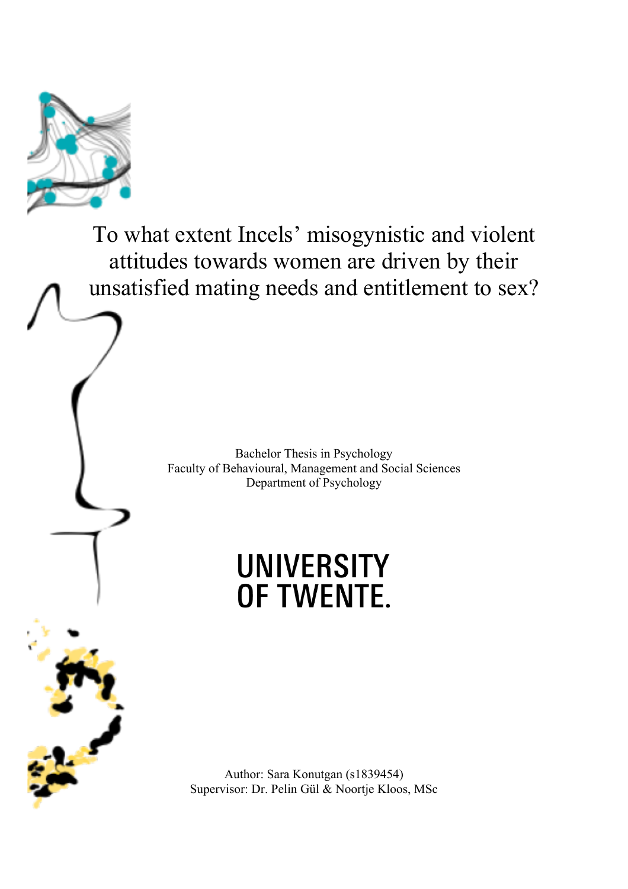# To what extent Incels' misogynistic and violent attitudes towards women are driven by their unsatisfied mating needs and entitlement to sex?

Bachelor Thesis in Psychology
Faculty of Behavioural, Management and Social Sciences
Department of Psychology

UNIVERSITY OF TWENTE.

Author: Sara Konutgan (s1839454)
Supervisor: Dr. Pelin Gül & Noortje Kloos, MSc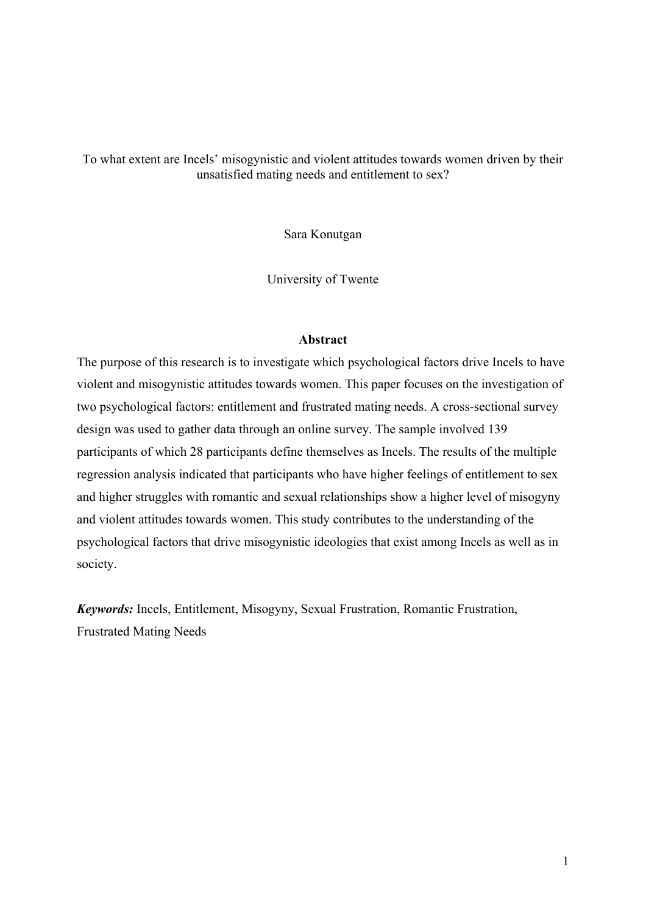To what extent are Incels' misogynistic and violent attitudes towards women driven by their unsatisfied mating needs and entitlement to sex?

Sara Konutgan

University of Twente

## Abstract

The purpose of this research is to investigate which psychological factors drive Incels to have violent and misogynistic attitudes towards women. This paper focuses on the investigation of two psychological factors: entitlement and frustrated mating needs. A cross-sectional survey design was used to gather data through an online survey. The sample involved 139 participants of which 28 participants define themselves as Incels. The results of the multiple regression analysis indicated that participants who have higher feelings of entitlement to sex and higher struggles with romantic and sexual relationships show a higher level of misogyny and violent attitudes towards women. This study contributes to the understanding of the psychological factors that drive misogynistic ideologies that exist among Incels as well as in society.

***Keywords:*** Incels, Entitlement, Misogyny, Sexual Frustration, Romantic Frustration, Frustrated Mating Needs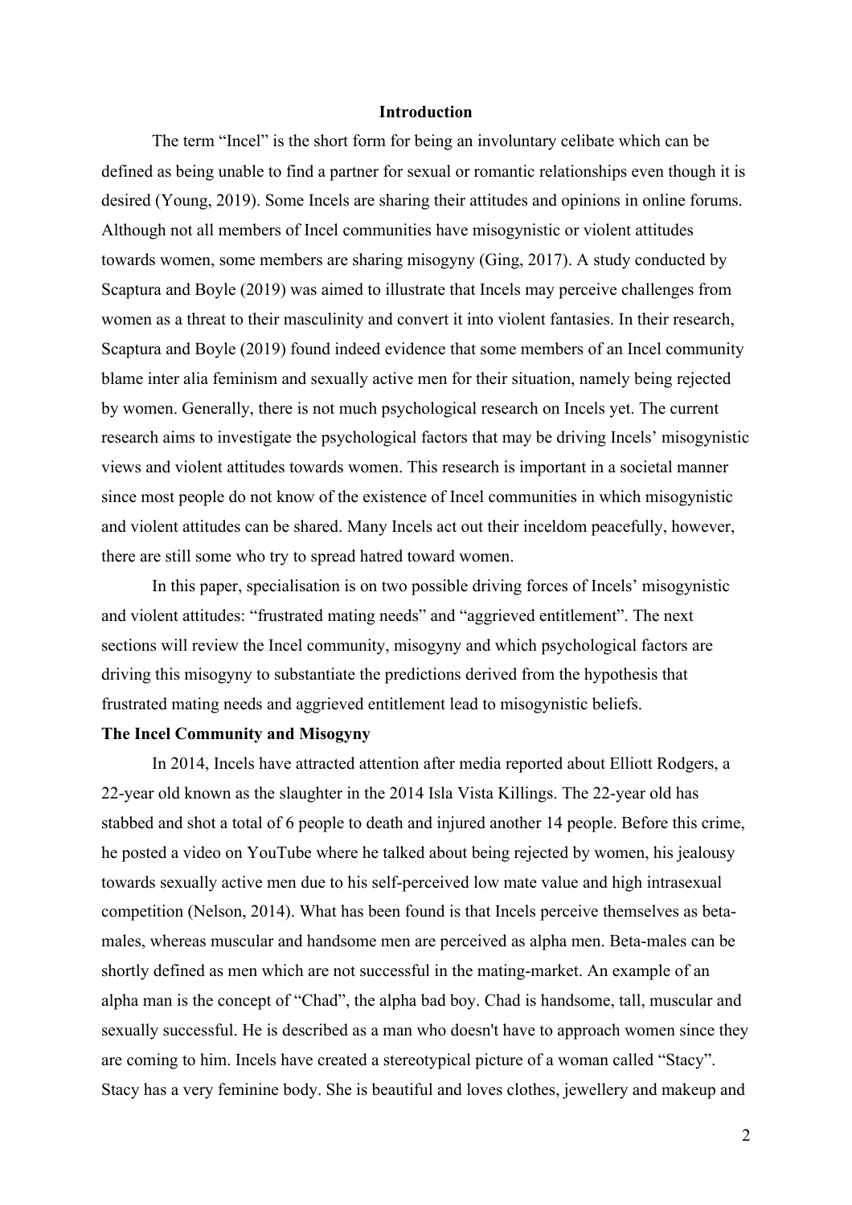## Introduction

The term "Incel" is the short form for being an involuntary celibate which can be defined as being unable to find a partner for sexual or romantic relationships even though it is desired (Young, 2019). Some Incels are sharing their attitudes and opinions in online forums. Although not all members of Incel communities have misogynistic or violent attitudes towards women, some members are sharing misogyny (Ging, 2017). A study conducted by Scaptura and Boyle (2019) was aimed to illustrate that Incels may perceive challenges from women as a threat to their masculinity and convert it into violent fantasies. In their research, Scaptura and Boyle (2019) found indeed evidence that some members of an Incel community blame inter alia feminism and sexually active men for their situation, namely being rejected by women. Generally, there is not much psychological research on Incels yet. The current research aims to investigate the psychological factors that may be driving Incels' misogynistic views and violent attitudes towards women. This research is important in a societal manner since most people do not know of the existence of Incel communities in which misogynistic and violent attitudes can be shared. Many Incels act out their inceldom peacefully, however, there are still some who try to spread hatred toward women.

In this paper, specialisation is on two possible driving forces of Incels' misogynistic and violent attitudes: "frustrated mating needs" and "aggrieved entitlement". The next sections will review the Incel community, misogyny and which psychological factors are driving this misogyny to substantiate the predictions derived from the hypothesis that frustrated mating needs and aggrieved entitlement lead to misogynistic beliefs.

### The Incel Community and Misogyny

In 2014, Incels have attracted attention after media reported about Elliott Rodgers, a 22-year old known as the slaughter in the 2014 Isla Vista Killings. The 22-year old has stabbed and shot a total of 6 people to death and injured another 14 people. Before this crime, he posted a video on YouTube where he talked about being rejected by women, his jealousy towards sexually active men due to his self-perceived low mate value and high intrasexual competition (Nelson, 2014). What has been found is that Incels perceive themselves as beta-males, whereas muscular and handsome men are perceived as alpha men. Beta-males can be shortly defined as men which are not successful in the mating-market. An example of an alpha man is the concept of "Chad", the alpha bad boy. Chad is handsome, tall, muscular and sexually successful. He is described as a man who doesn't have to approach women since they are coming to him. Incels have created a stereotypical picture of a woman called "Stacy". Stacy has a very feminine body. She is beautiful and loves clothes, jewellery and makeup and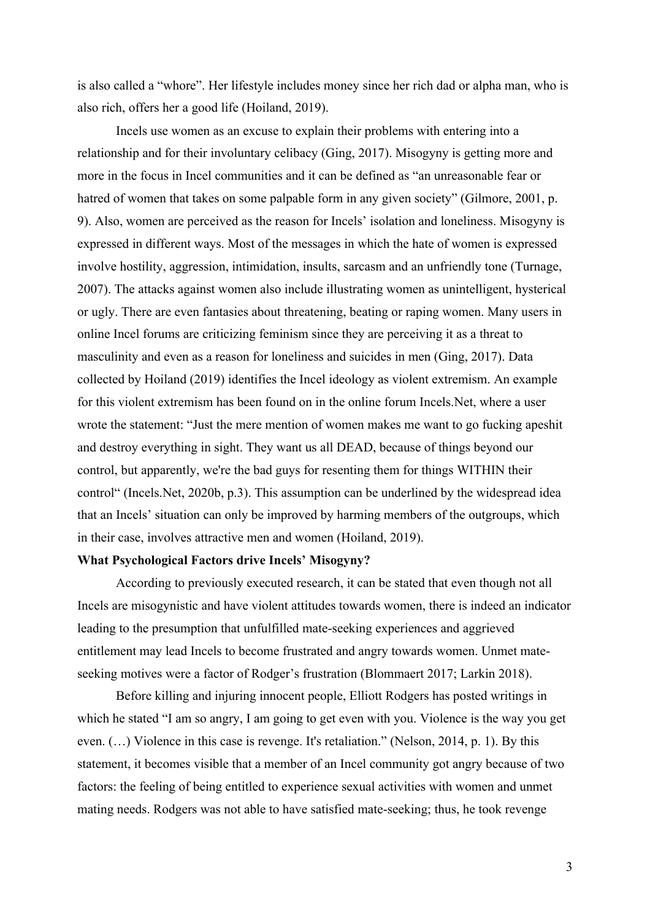is also called a "whore". Her lifestyle includes money since her rich dad or alpha man, who is also rich, offers her a good life (Hoiland, 2019).

Incels use women as an excuse to explain their problems with entering into a relationship and for their involuntary celibacy (Ging, 2017). Misogyny is getting more and more in the focus in Incel communities and it can be defined as "an unreasonable fear or hatred of women that takes on some palpable form in any given society" (Gilmore, 2001, p. 9). Also, women are perceived as the reason for Incels' isolation and loneliness. Misogyny is expressed in different ways. Most of the messages in which the hate of women is expressed involve hostility, aggression, intimidation, insults, sarcasm and an unfriendly tone (Turnage, 2007). The attacks against women also include illustrating women as unintelligent, hysterical or ugly. There are even fantasies about threatening, beating or raping women. Many users in online Incel forums are criticizing feminism since they are perceiving it as a threat to masculinity and even as a reason for loneliness and suicides in men (Ging, 2017). Data collected by Hoiland (2019) identifies the Incel ideology as violent extremism. An example for this violent extremism has been found on in the online forum Incels.Net, where a user wrote the statement: "Just the mere mention of women makes me want to go fucking apeshit and destroy everything in sight. They want us all DEAD, because of things beyond our control, but apparently, we're the bad guys for resenting them for things WITHIN their control" (Incels.Net, 2020b, p.3). This assumption can be underlined by the widespread idea that an Incels' situation can only be improved by harming members of the outgroups, which in their case, involves attractive men and women (Hoiland, 2019).

**What Psychological Factors drive Incels' Misogyny?**

According to previously executed research, it can be stated that even though not all Incels are misogynistic and have violent attitudes towards women, there is indeed an indicator leading to the presumption that unfulfilled mate-seeking experiences and aggrieved entitlement may lead Incels to become frustrated and angry towards women. Unmet mate-seeking motives were a factor of Rodger's frustration (Blommaert 2017; Larkin 2018).

Before killing and injuring innocent people, Elliott Rodgers has posted writings in which he stated "I am so angry, I am going to get even with you. Violence is the way you get even. (…) Violence in this case is revenge. It's retaliation." (Nelson, 2014, p. 1). By this statement, it becomes visible that a member of an Incel community got angry because of two factors: the feeling of being entitled to experience sexual activities with women and unmet mating needs. Rodgers was not able to have satisfied mate-seeking; thus, he took revenge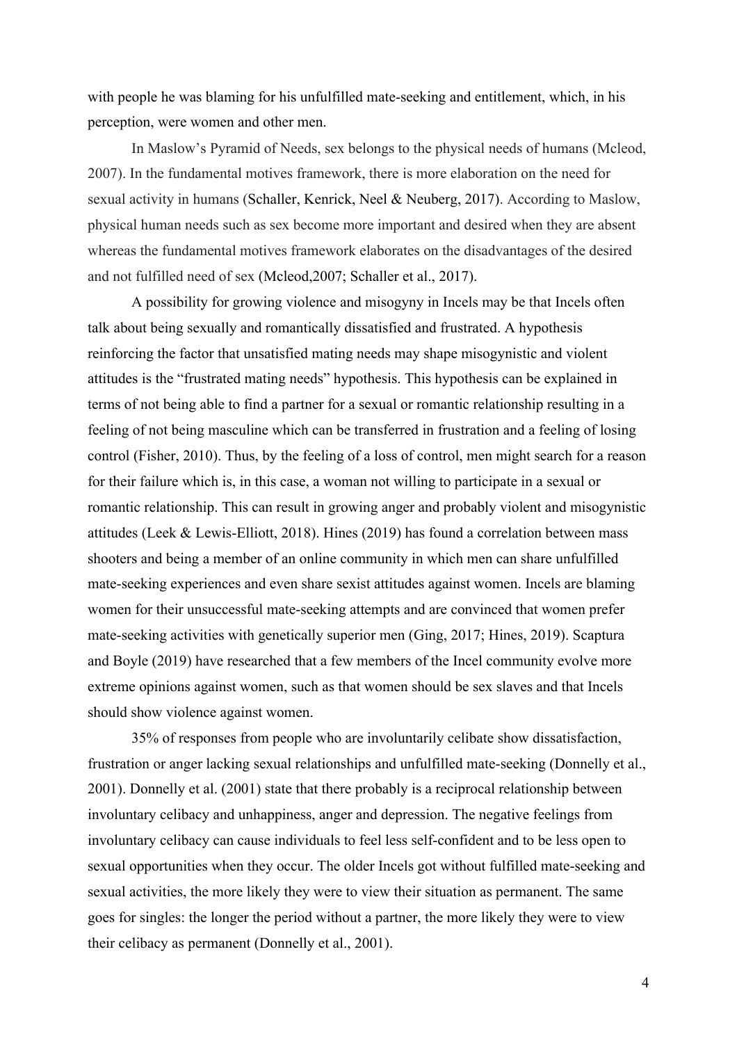with people he was blaming for his unfulfilled mate-seeking and entitlement, which, in his perception, were women and other men.

In Maslow's Pyramid of Needs, sex belongs to the physical needs of humans (Mcleod, 2007). In the fundamental motives framework, there is more elaboration on the need for sexual activity in humans (Schaller, Kenrick, Neel & Neuberg, 2017). According to Maslow, physical human needs such as sex become more important and desired when they are absent whereas the fundamental motives framework elaborates on the disadvantages of the desired and not fulfilled need of sex (Mcleod,2007; Schaller et al., 2017).

A possibility for growing violence and misogyny in Incels may be that Incels often talk about being sexually and romantically dissatisfied and frustrated. A hypothesis reinforcing the factor that unsatisfied mating needs may shape misogynistic and violent attitudes is the "frustrated mating needs" hypothesis. This hypothesis can be explained in terms of not being able to find a partner for a sexual or romantic relationship resulting in a feeling of not being masculine which can be transferred in frustration and a feeling of losing control (Fisher, 2010). Thus, by the feeling of a loss of control, men might search for a reason for their failure which is, in this case, a woman not willing to participate in a sexual or romantic relationship. This can result in growing anger and probably violent and misogynistic attitudes (Leek & Lewis-Elliott, 2018). Hines (2019) has found a correlation between mass shooters and being a member of an online community in which men can share unfulfilled mate-seeking experiences and even share sexist attitudes against women. Incels are blaming women for their unsuccessful mate-seeking attempts and are convinced that women prefer mate-seeking activities with genetically superior men (Ging, 2017; Hines, 2019). Scaptura and Boyle (2019) have researched that a few members of the Incel community evolve more extreme opinions against women, such as that women should be sex slaves and that Incels should show violence against women.

35% of responses from people who are involuntarily celibate show dissatisfaction, frustration or anger lacking sexual relationships and unfulfilled mate-seeking (Donnelly et al., 2001). Donnelly et al. (2001) state that there probably is a reciprocal relationship between involuntary celibacy and unhappiness, anger and depression. The negative feelings from involuntary celibacy can cause individuals to feel less self-confident and to be less open to sexual opportunities when they occur. The older Incels got without fulfilled mate-seeking and sexual activities, the more likely they were to view their situation as permanent. The same goes for singles: the longer the period without a partner, the more likely they were to view their celibacy as permanent (Donnelly et al., 2001).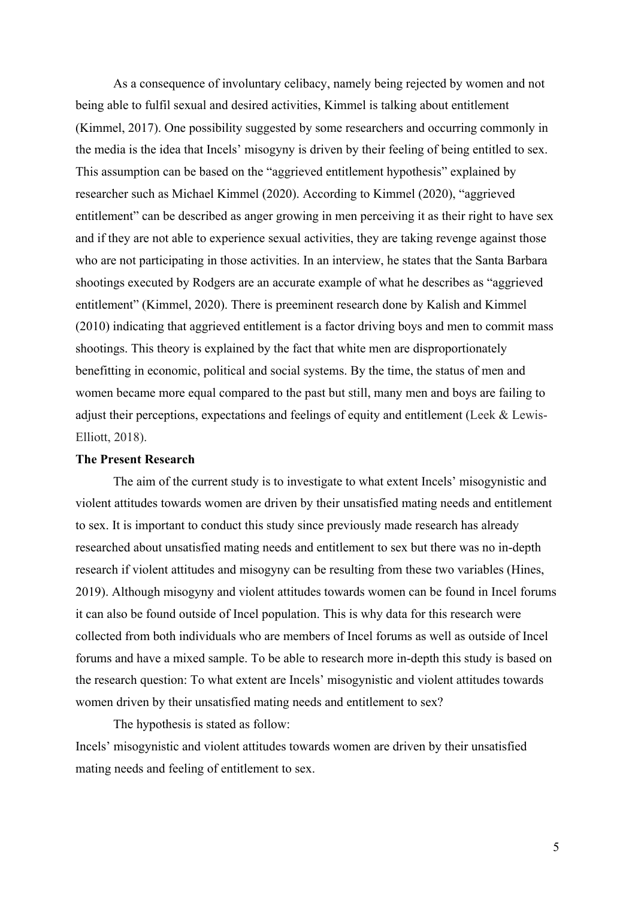As a consequence of involuntary celibacy, namely being rejected by women and not being able to fulfil sexual and desired activities, Kimmel is talking about entitlement (Kimmel, 2017). One possibility suggested by some researchers and occurring commonly in the media is the idea that Incels' misogyny is driven by their feeling of being entitled to sex. This assumption can be based on the "aggrieved entitlement hypothesis" explained by researcher such as Michael Kimmel (2020). According to Kimmel (2020), "aggrieved entitlement" can be described as anger growing in men perceiving it as their right to have sex and if they are not able to experience sexual activities, they are taking revenge against those who are not participating in those activities. In an interview, he states that the Santa Barbara shootings executed by Rodgers are an accurate example of what he describes as "aggrieved entitlement" (Kimmel, 2020). There is preeminent research done by Kalish and Kimmel (2010) indicating that aggrieved entitlement is a factor driving boys and men to commit mass shootings. This theory is explained by the fact that white men are disproportionately benefitting in economic, political and social systems. By the time, the status of men and women became more equal compared to the past but still, many men and boys are failing to adjust their perceptions, expectations and feelings of equity and entitlement (Leek & Lewis-Elliott, 2018).

**The Present Research**

The aim of the current study is to investigate to what extent Incels' misogynistic and violent attitudes towards women are driven by their unsatisfied mating needs and entitlement to sex. It is important to conduct this study since previously made research has already researched about unsatisfied mating needs and entitlement to sex but there was no in-depth research if violent attitudes and misogyny can be resulting from these two variables (Hines, 2019). Although misogyny and violent attitudes towards women can be found in Incel forums it can also be found outside of Incel population. This is why data for this research were collected from both individuals who are members of Incel forums as well as outside of Incel forums and have a mixed sample. To be able to research more in-depth this study is based on the research question: To what extent are Incels' misogynistic and violent attitudes towards women driven by their unsatisfied mating needs and entitlement to sex?

The hypothesis is stated as follow:

Incels' misogynistic and violent attitudes towards women are driven by their unsatisfied mating needs and feeling of entitlement to sex.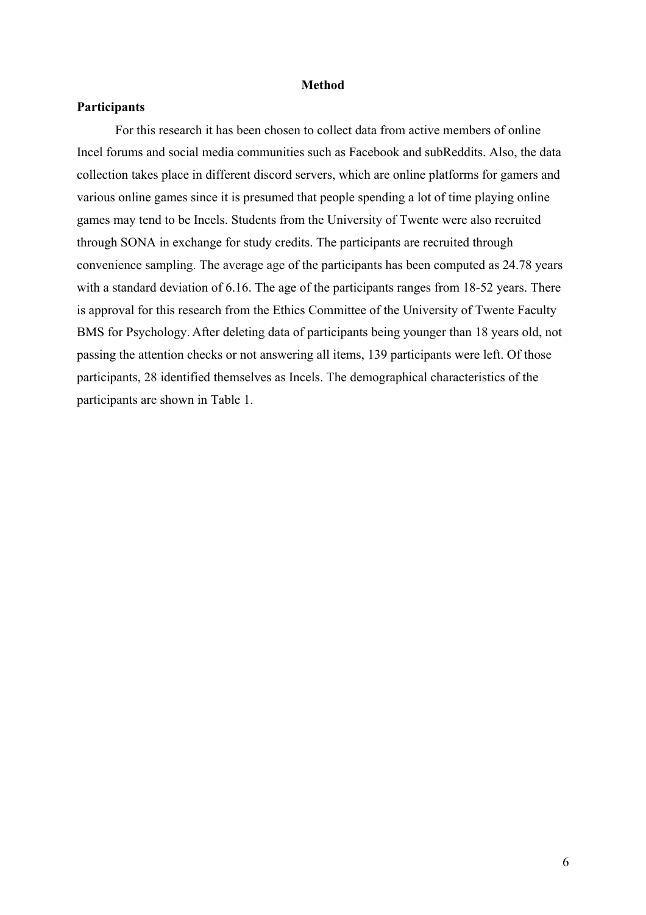# Method

## Participants

For this research it has been chosen to collect data from active members of online Incel forums and social media communities such as Facebook and subReddits. Also, the data collection takes place in different discord servers, which are online platforms for gamers and various online games since it is presumed that people spending a lot of time playing online games may tend to be Incels. Students from the University of Twente were also recruited through SONA in exchange for study credits. The participants are recruited through convenience sampling. The average age of the participants has been computed as 24.78 years with a standard deviation of 6.16. The age of the participants ranges from 18-52 years. There is approval for this research from the Ethics Committee of the University of Twente Faculty BMS for Psychology. After deleting data of participants being younger than 18 years old, not passing the attention checks or not answering all items, 139 participants were left. Of those participants, 28 identified themselves as Incels. The demographical characteristics of the participants are shown in Table 1.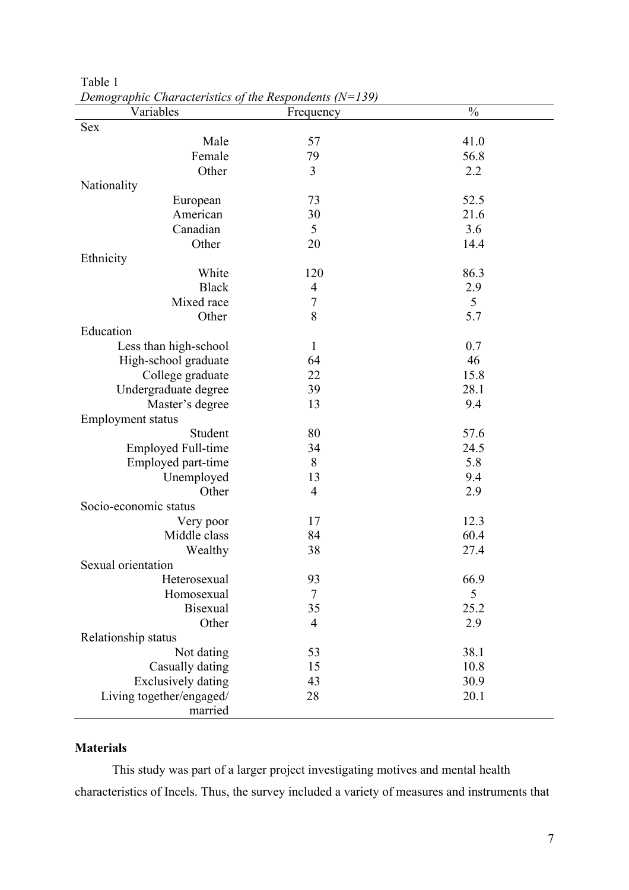Table 1

*Demographic Characteristics of the Respondents (N=139)*

| Variables | Frequency | % |
|---|---|---|
| Sex | | |
| Male | 57 | 41.0 |
| Female | 79 | 56.8 |
| Other | 3 | 2.2 |
| Nationality | | |
| European | 73 | 52.5 |
| American | 30 | 21.6 |
| Canadian | 5 | 3.6 |
| Other | 20 | 14.4 |
| Ethnicity | | |
| White | 120 | 86.3 |
| Black | 4 | 2.9 |
| Mixed race | 7 | 5 |
| Other | 8 | 5.7 |
| Education | | |
| Less than high-school | 1 | 0.7 |
| High-school graduate | 64 | 46 |
| College graduate | 22 | 15.8 |
| Undergraduate degree | 39 | 28.1 |
| Master's degree | 13 | 9.4 |
| Employment status | | |
| Student | 80 | 57.6 |
| Employed Full-time | 34 | 24.5 |
| Employed part-time | 8 | 5.8 |
| Unemployed | 13 | 9.4 |
| Other | 4 | 2.9 |
| Socio-economic status | | |
| Very poor | 17 | 12.3 |
| Middle class | 84 | 60.4 |
| Wealthy | 38 | 27.4 |
| Sexual orientation | | |
| Heterosexual | 93 | 66.9 |
| Homosexual | 7 | 5 |
| Bisexual | 35 | 25.2 |
| Other | 4 | 2.9 |
| Relationship status | | |
| Not dating | 53 | 38.1 |
| Casually dating | 15 | 10.8 |
| Exclusively dating | 43 | 30.9 |
| Living together/engaged/ married | 28 | 20.1 |

**Materials**

This study was part of a larger project investigating motives and mental health characteristics of Incels. Thus, the survey included a variety of measures and instruments that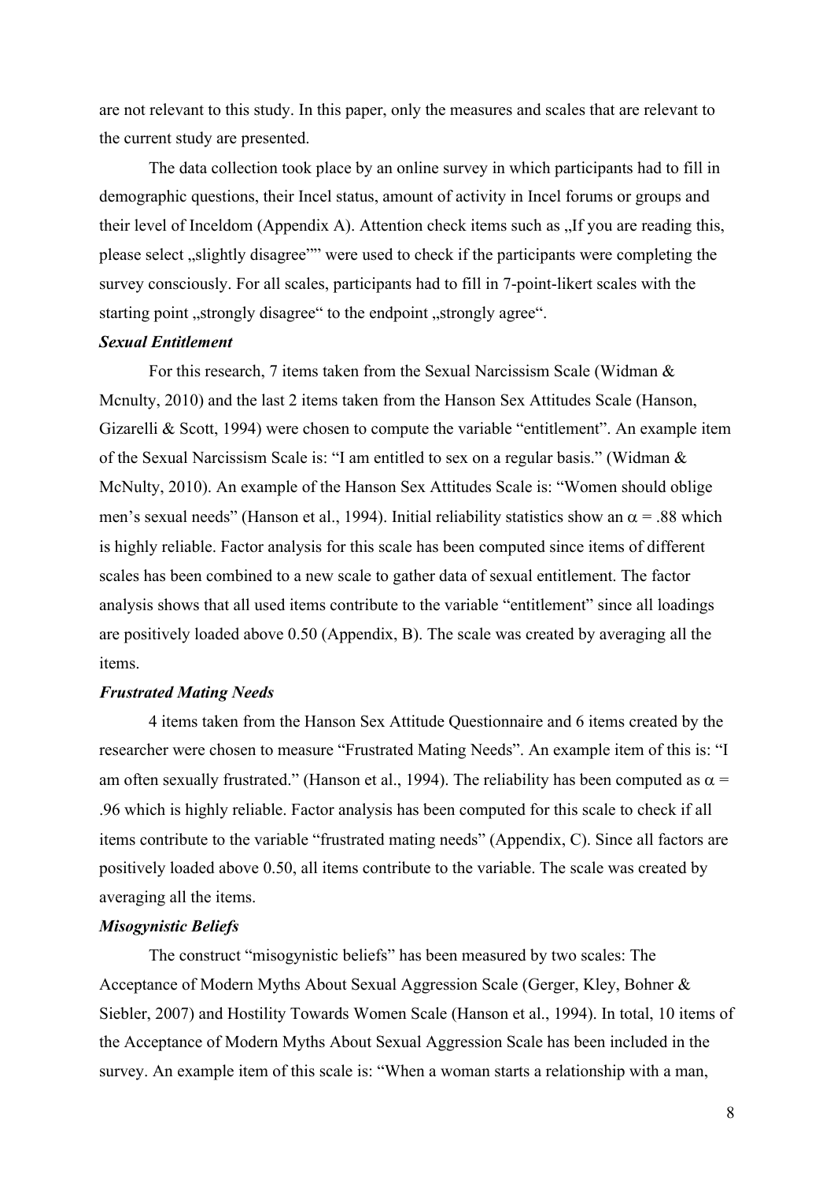are not relevant to this study. In this paper, only the measures and scales that are relevant to the current study are presented.

The data collection took place by an online survey in which participants had to fill in demographic questions, their Incel status, amount of activity in Incel forums or groups and their level of Inceldom (Appendix A). Attention check items such as „If you are reading this, please select „slightly disagree"" were used to check if the participants were completing the survey consciously. For all scales, participants had to fill in 7-point-likert scales with the starting point „strongly disagree" to the endpoint „strongly agree".

***Sexual Entitlement***

For this research, 7 items taken from the Sexual Narcissism Scale (Widman & Mcnulty, 2010) and the last 2 items taken from the Hanson Sex Attitudes Scale (Hanson, Gizarelli & Scott, 1994) were chosen to compute the variable "entitlement". An example item of the Sexual Narcissism Scale is: "I am entitled to sex on a regular basis." (Widman & McNulty, 2010). An example of the Hanson Sex Attitudes Scale is: "Women should oblige men's sexual needs" (Hanson et al., 1994). Initial reliability statistics show an $\alpha$ = .88 which is highly reliable. Factor analysis for this scale has been computed since items of different scales has been combined to a new scale to gather data of sexual entitlement. The factor analysis shows that all used items contribute to the variable "entitlement" since all loadings are positively loaded above 0.50 (Appendix, B). The scale was created by averaging all the items.

***Frustrated Mating Needs***

4 items taken from the Hanson Sex Attitude Questionnaire and 6 items created by the researcher were chosen to measure "Frustrated Mating Needs". An example item of this is: "I am often sexually frustrated." (Hanson et al., 1994). The reliability has been computed as $\alpha$ = .96 which is highly reliable. Factor analysis has been computed for this scale to check if all items contribute to the variable "frustrated mating needs" (Appendix, C). Since all factors are positively loaded above 0.50, all items contribute to the variable. The scale was created by averaging all the items.

***Misogynistic Beliefs***

The construct "misogynistic beliefs" has been measured by two scales: The Acceptance of Modern Myths About Sexual Aggression Scale (Gerger, Kley, Bohner & Siebler, 2007) and Hostility Towards Women Scale (Hanson et al., 1994). In total, 10 items of the Acceptance of Modern Myths About Sexual Aggression Scale has been included in the survey. An example item of this scale is: "When a woman starts a relationship with a man,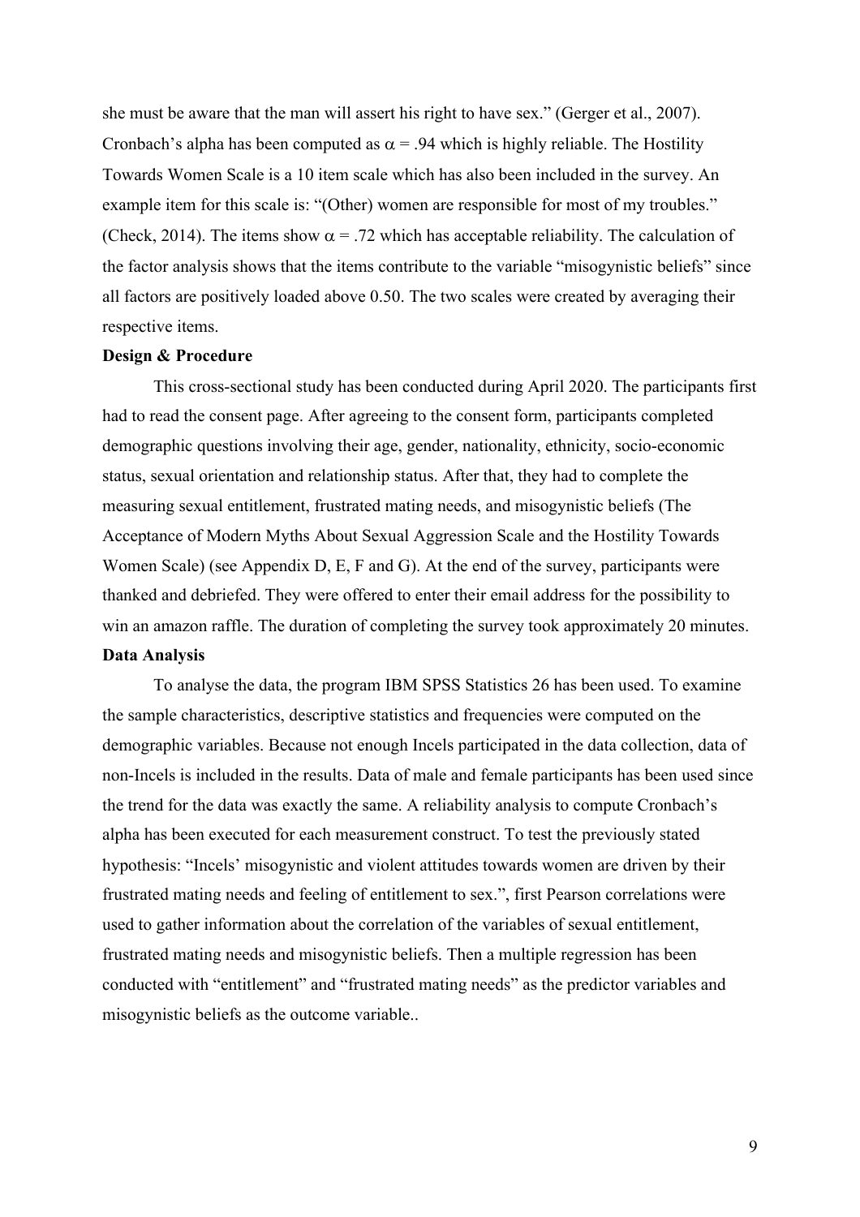she must be aware that the man will assert his right to have sex." (Gerger et al., 2007). Cronbach's alpha has been computed as $\alpha = .94$ which is highly reliable. The Hostility Towards Women Scale is a 10 item scale which has also been included in the survey. An example item for this scale is: "(Other) women are responsible for most of my troubles." (Check, 2014). The items show $\alpha = .72$ which has acceptable reliability. The calculation of the factor analysis shows that the items contribute to the variable "misogynistic beliefs" since all factors are positively loaded above 0.50. The two scales were created by averaging their respective items.

**Design & Procedure**

This cross-sectional study has been conducted during April 2020. The participants first had to read the consent page. After agreeing to the consent form, participants completed demographic questions involving their age, gender, nationality, ethnicity, socio-economic status, sexual orientation and relationship status. After that, they had to complete the measuring sexual entitlement, frustrated mating needs, and misogynistic beliefs (The Acceptance of Modern Myths About Sexual Aggression Scale and the Hostility Towards Women Scale) (see Appendix D, E, F and G). At the end of the survey, participants were thanked and debriefed. They were offered to enter their email address for the possibility to win an amazon raffle. The duration of completing the survey took approximately 20 minutes.

**Data Analysis**

To analyse the data, the program IBM SPSS Statistics 26 has been used. To examine the sample characteristics, descriptive statistics and frequencies were computed on the demographic variables. Because not enough Incels participated in the data collection, data of non-Incels is included in the results. Data of male and female participants has been used since the trend for the data was exactly the same. A reliability analysis to compute Cronbach's alpha has been executed for each measurement construct. To test the previously stated hypothesis: "Incels' misogynistic and violent attitudes towards women are driven by their frustrated mating needs and feeling of entitlement to sex.", first Pearson correlations were used to gather information about the correlation of the variables of sexual entitlement, frustrated mating needs and misogynistic beliefs. Then a multiple regression has been conducted with "entitlement" and "frustrated mating needs" as the predictor variables and misogynistic beliefs as the outcome variable..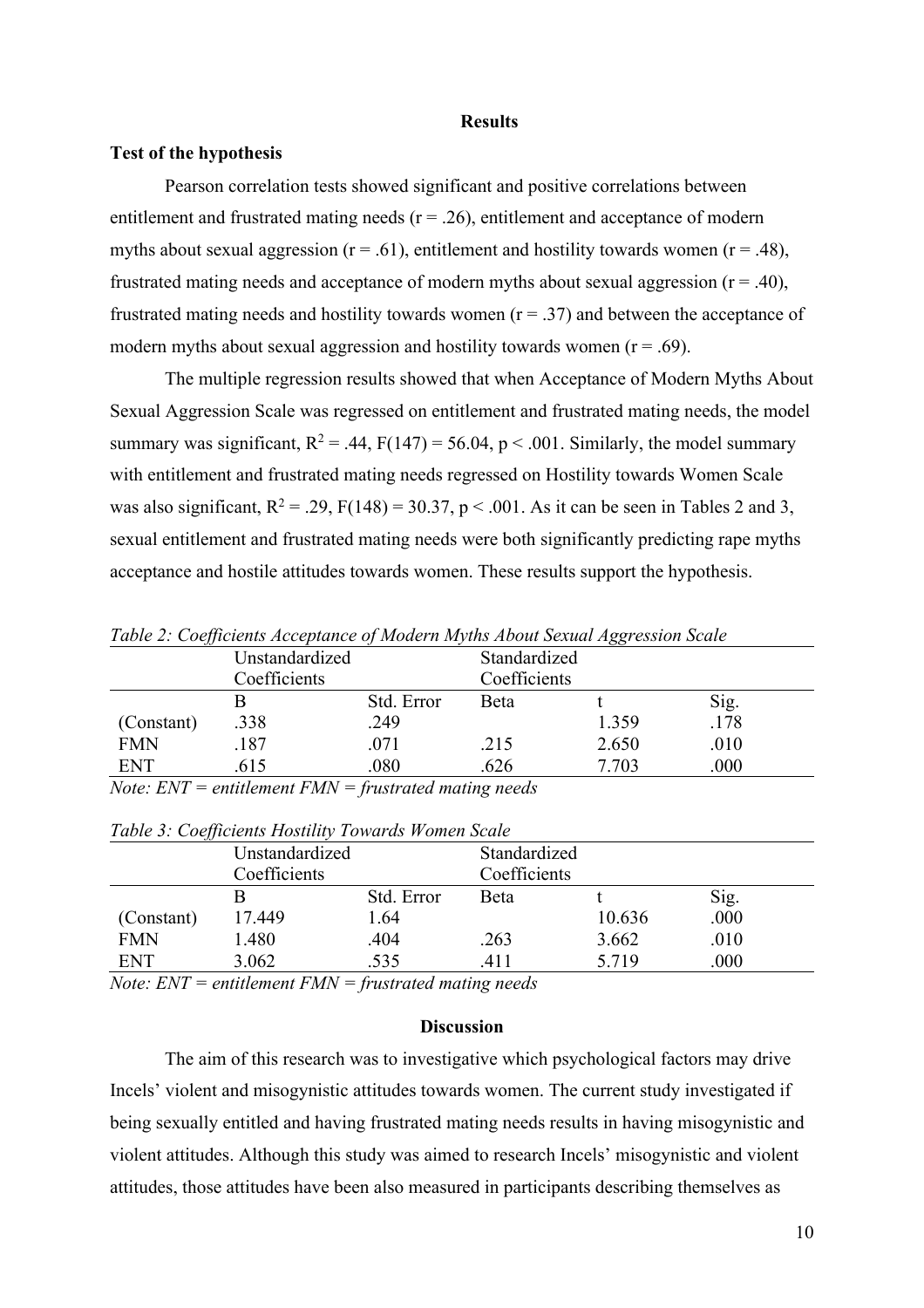## Results

### Test of the hypothesis

Pearson correlation tests showed significant and positive correlations between entitlement and frustrated mating needs ($r = .26$), entitlement and acceptance of modern myths about sexual aggression ($r = .61$), entitlement and hostility towards women ($r = .48$), frustrated mating needs and acceptance of modern myths about sexual aggression ($r = .40$), frustrated mating needs and hostility towards women ($r = .37$) and between the acceptance of modern myths about sexual aggression and hostility towards women ($r = .69$).

The multiple regression results showed that when Acceptance of Modern Myths About Sexual Aggression Scale was regressed on entitlement and frustrated mating needs, the model summary was significant, $R^2 = .44$, $F(147) = 56.04$, $p < .001$. Similarly, the model summary with entitlement and frustrated mating needs regressed on Hostility towards Women Scale was also significant, $R^2 = .29$, $F(148) = 30.37$, $p < .001$. As it can be seen in Tables 2 and 3, sexual entitlement and frustrated mating needs were both significantly predicting rape myths acceptance and hostile attitudes towards women. These results support the hypothesis.

*Table 2: Coefficients Acceptance of Modern Myths About Sexual Aggression Scale*

| | Unstandardized Coefficients | | Standardized Coefficients | | |
|---|---|---|---|---|---|
| | B | Std. Error | Beta | t | Sig. |
| (Constant) | .338 | .249 | | 1.359 | .178 |
| FMN | .187 | .071 | .215 | 2.650 | .010 |
| ENT | .615 | .080 | .626 | 7.703 | .000 |

*Note: ENT = entitlement FMN = frustrated mating needs*

*Table 3: Coefficients Hostility Towards Women Scale*

| | Unstandardized Coefficients | | Standardized Coefficients | | |
|---|---|---|---|---|---|
| | B | Std. Error | Beta | t | Sig. |
| (Constant) | 17.449 | 1.64 | | 10.636 | .000 |
| FMN | 1.480 | .404 | .263 | 3.662 | .010 |
| ENT | 3.062 | .535 | .411 | 5.719 | .000 |

*Note: ENT = entitlement FMN = frustrated mating needs*

## Discussion

The aim of this research was to investigative which psychological factors may drive Incels' violent and misogynistic attitudes towards women. The current study investigated if being sexually entitled and having frustrated mating needs results in having misogynistic and violent attitudes. Although this study was aimed to research Incels' misogynistic and violent attitudes, those attitudes have been also measured in participants describing themselves as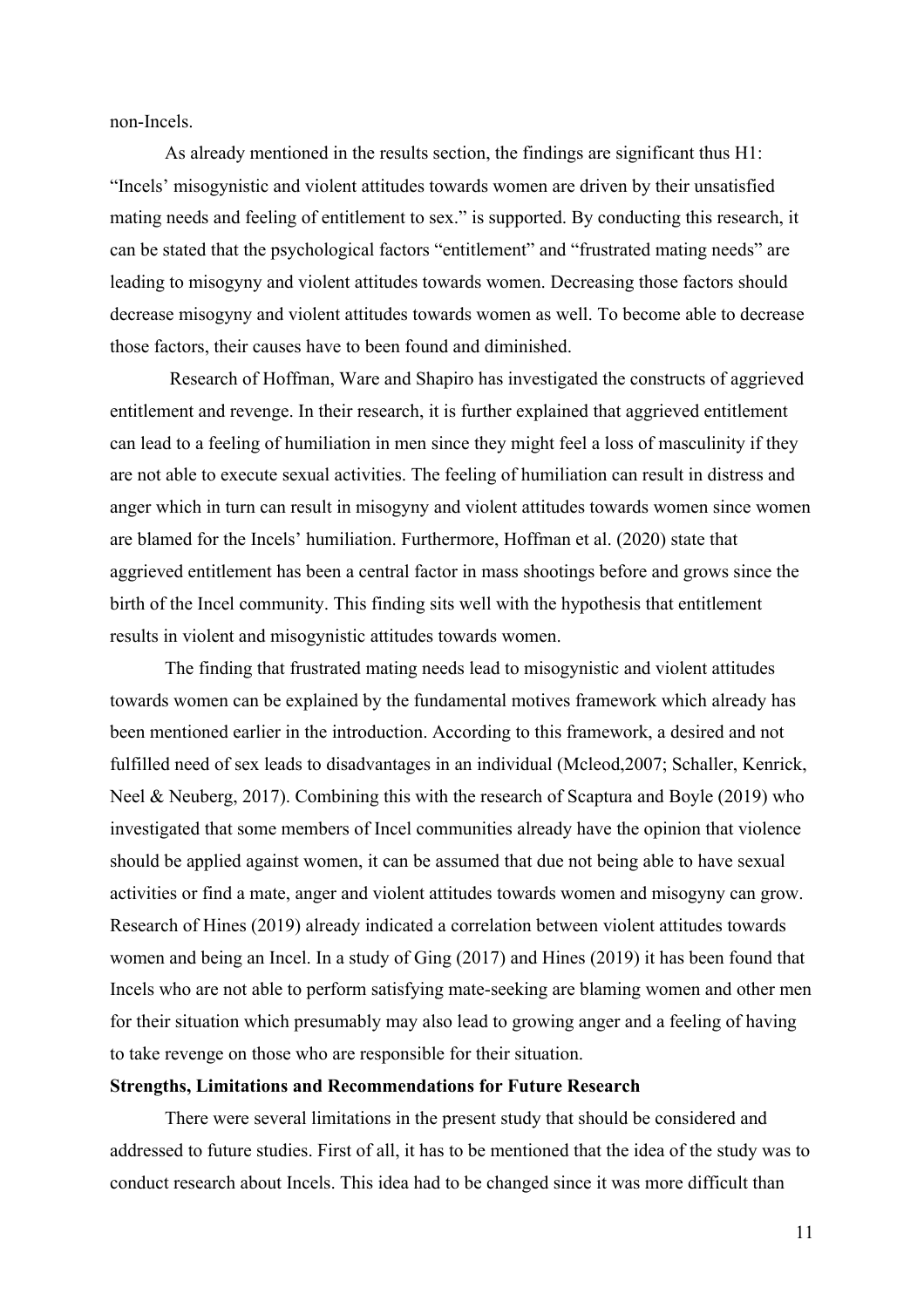non-Incels.

As already mentioned in the results section, the findings are significant thus H1: "Incels' misogynistic and violent attitudes towards women are driven by their unsatisfied mating needs and feeling of entitlement to sex." is supported. By conducting this research, it can be stated that the psychological factors "entitlement" and "frustrated mating needs" are leading to misogyny and violent attitudes towards women. Decreasing those factors should decrease misogyny and violent attitudes towards women as well. To become able to decrease those factors, their causes have to been found and diminished.

Research of Hoffman, Ware and Shapiro has investigated the constructs of aggrieved entitlement and revenge. In their research, it is further explained that aggrieved entitlement can lead to a feeling of humiliation in men since they might feel a loss of masculinity if they are not able to execute sexual activities. The feeling of humiliation can result in distress and anger which in turn can result in misogyny and violent attitudes towards women since women are blamed for the Incels' humiliation. Furthermore, Hoffman et al. (2020) state that aggrieved entitlement has been a central factor in mass shootings before and grows since the birth of the Incel community. This finding sits well with the hypothesis that entitlement results in violent and misogynistic attitudes towards women.

The finding that frustrated mating needs lead to misogynistic and violent attitudes towards women can be explained by the fundamental motives framework which already has been mentioned earlier in the introduction. According to this framework, a desired and not fulfilled need of sex leads to disadvantages in an individual (Mcleod,2007; Schaller, Kenrick, Neel & Neuberg, 2017). Combining this with the research of Scaptura and Boyle (2019) who investigated that some members of Incel communities already have the opinion that violence should be applied against women, it can be assumed that due not being able to have sexual activities or find a mate, anger and violent attitudes towards women and misogyny can grow. Research of Hines (2019) already indicated a correlation between violent attitudes towards women and being an Incel. In a study of Ging (2017) and Hines (2019) it has been found that Incels who are not able to perform satisfying mate-seeking are blaming women and other men for their situation which presumably may also lead to growing anger and a feeling of having to take revenge on those who are responsible for their situation.

**Strengths, Limitations and Recommendations for Future Research**

There were several limitations in the present study that should be considered and addressed to future studies. First of all, it has to be mentioned that the idea of the study was to conduct research about Incels. This idea had to be changed since it was more difficult than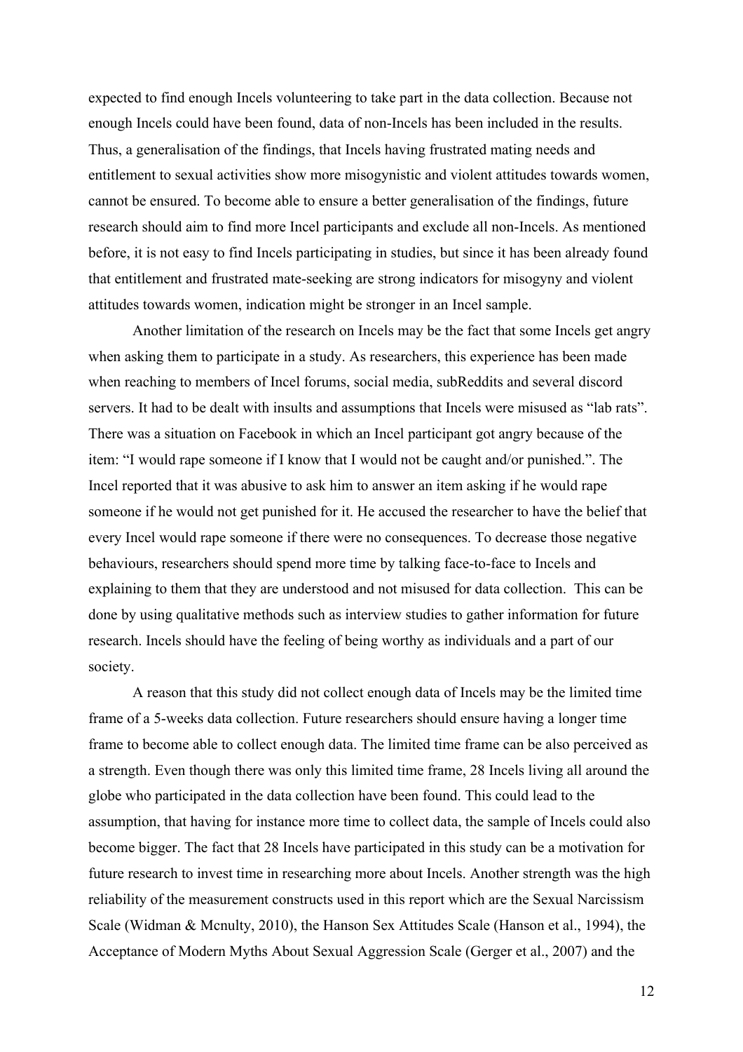expected to find enough Incels volunteering to take part in the data collection. Because not enough Incels could have been found, data of non-Incels has been included in the results. Thus, a generalisation of the findings, that Incels having frustrated mating needs and entitlement to sexual activities show more misogynistic and violent attitudes towards women, cannot be ensured. To become able to ensure a better generalisation of the findings, future research should aim to find more Incel participants and exclude all non-Incels. As mentioned before, it is not easy to find Incels participating in studies, but since it has been already found that entitlement and frustrated mate-seeking are strong indicators for misogyny and violent attitudes towards women, indication might be stronger in an Incel sample.

Another limitation of the research on Incels may be the fact that some Incels get angry when asking them to participate in a study. As researchers, this experience has been made when reaching to members of Incel forums, social media, subReddits and several discord servers. It had to be dealt with insults and assumptions that Incels were misused as "lab rats". There was a situation on Facebook in which an Incel participant got angry because of the item: "I would rape someone if I know that I would not be caught and/or punished.". The Incel reported that it was abusive to ask him to answer an item asking if he would rape someone if he would not get punished for it. He accused the researcher to have the belief that every Incel would rape someone if there were no consequences. To decrease those negative behaviours, researchers should spend more time by talking face-to-face to Incels and explaining to them that they are understood and not misused for data collection. This can be done by using qualitative methods such as interview studies to gather information for future research. Incels should have the feeling of being worthy as individuals and a part of our society.

A reason that this study did not collect enough data of Incels may be the limited time frame of a 5-weeks data collection. Future researchers should ensure having a longer time frame to become able to collect enough data. The limited time frame can be also perceived as a strength. Even though there was only this limited time frame, 28 Incels living all around the globe who participated in the data collection have been found. This could lead to the assumption, that having for instance more time to collect data, the sample of Incels could also become bigger. The fact that 28 Incels have participated in this study can be a motivation for future research to invest time in researching more about Incels. Another strength was the high reliability of the measurement constructs used in this report which are the Sexual Narcissism Scale (Widman & Mcnulty, 2010), the Hanson Sex Attitudes Scale (Hanson et al., 1994), the Acceptance of Modern Myths About Sexual Aggression Scale (Gerger et al., 2007) and the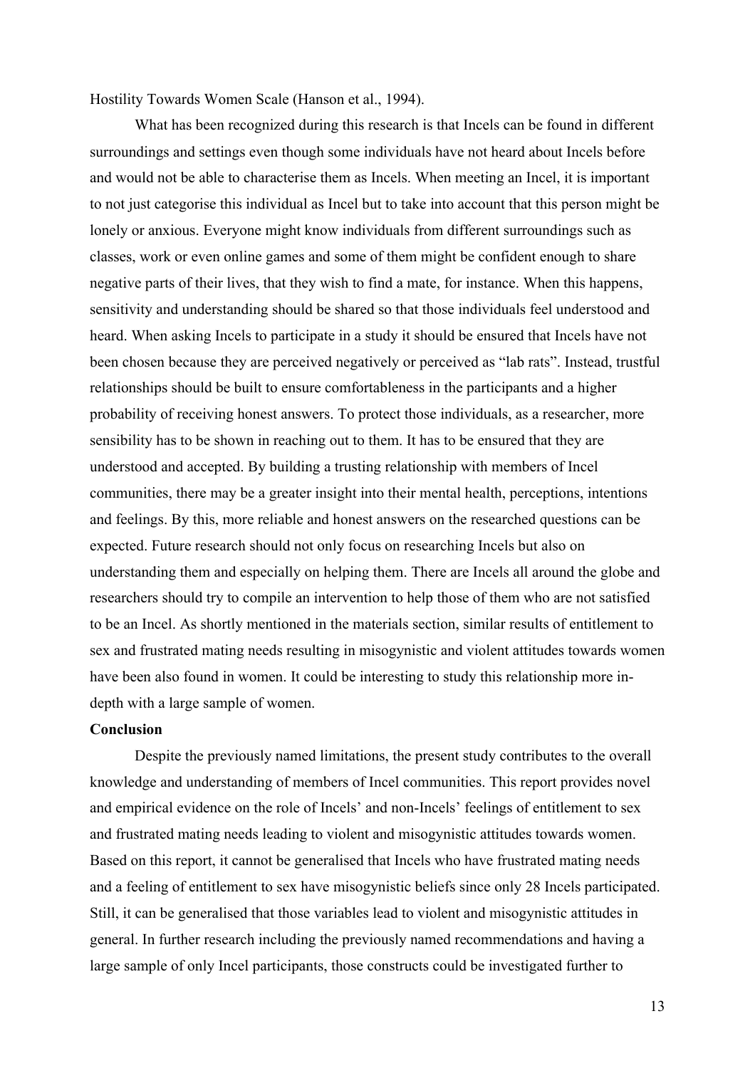Hostility Towards Women Scale (Hanson et al., 1994).

What has been recognized during this research is that Incels can be found in different surroundings and settings even though some individuals have not heard about Incels before and would not be able to characterise them as Incels. When meeting an Incel, it is important to not just categorise this individual as Incel but to take into account that this person might be lonely or anxious. Everyone might know individuals from different surroundings such as classes, work or even online games and some of them might be confident enough to share negative parts of their lives, that they wish to find a mate, for instance. When this happens, sensitivity and understanding should be shared so that those individuals feel understood and heard. When asking Incels to participate in a study it should be ensured that Incels have not been chosen because they are perceived negatively or perceived as "lab rats". Instead, trustful relationships should be built to ensure comfortableness in the participants and a higher probability of receiving honest answers. To protect those individuals, as a researcher, more sensibility has to be shown in reaching out to them. It has to be ensured that they are understood and accepted. By building a trusting relationship with members of Incel communities, there may be a greater insight into their mental health, perceptions, intentions and feelings. By this, more reliable and honest answers on the researched questions can be expected. Future research should not only focus on researching Incels but also on understanding them and especially on helping them. There are Incels all around the globe and researchers should try to compile an intervention to help those of them who are not satisfied to be an Incel. As shortly mentioned in the materials section, similar results of entitlement to sex and frustrated mating needs resulting in misogynistic and violent attitudes towards women have been also found in women. It could be interesting to study this relationship more in-depth with a large sample of women.

**Conclusion**

Despite the previously named limitations, the present study contributes to the overall knowledge and understanding of members of Incel communities. This report provides novel and empirical evidence on the role of Incels' and non-Incels' feelings of entitlement to sex and frustrated mating needs leading to violent and misogynistic attitudes towards women. Based on this report, it cannot be generalised that Incels who have frustrated mating needs and a feeling of entitlement to sex have misogynistic beliefs since only 28 Incels participated. Still, it can be generalised that those variables lead to violent and misogynistic attitudes in general. In further research including the previously named recommendations and having a large sample of only Incel participants, those constructs could be investigated further to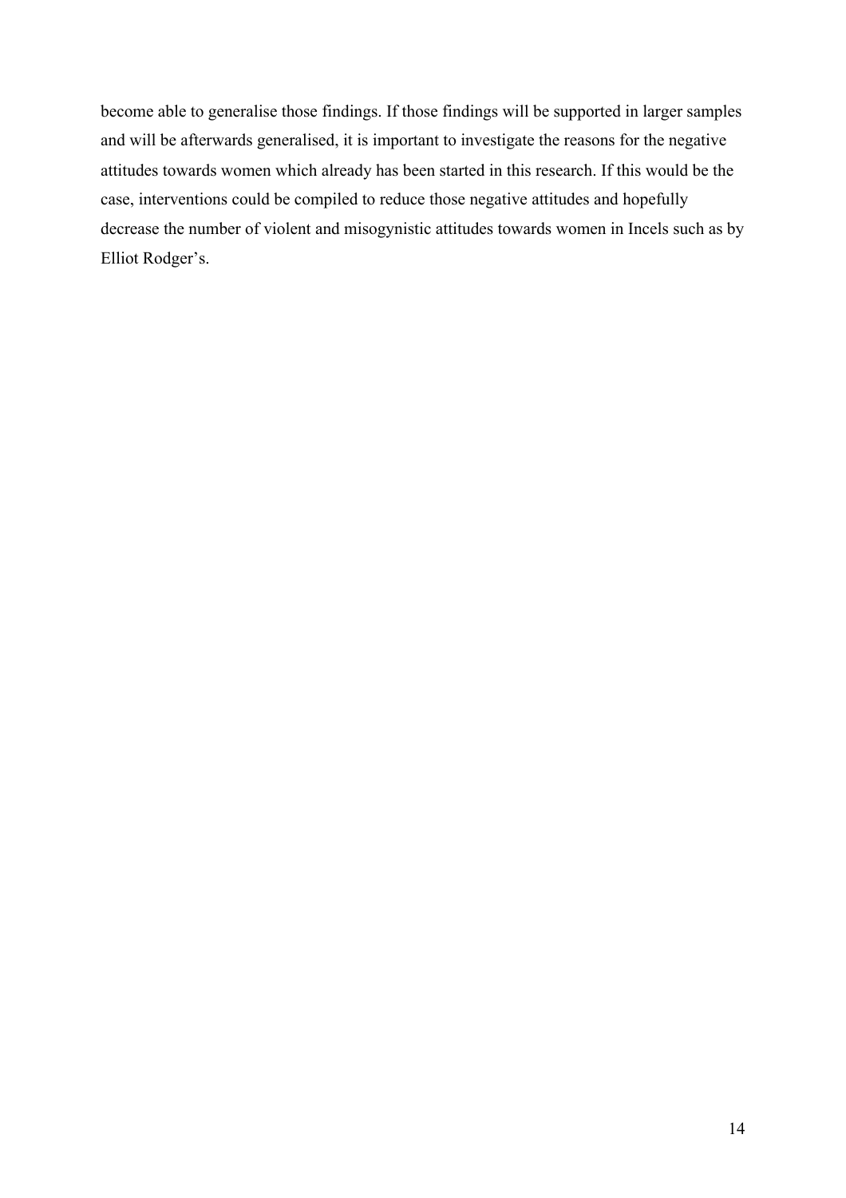become able to generalise those findings. If those findings will be supported in larger samples and will be afterwards generalised, it is important to investigate the reasons for the negative attitudes towards women which already has been started in this research. If this would be the case, interventions could be compiled to reduce those negative attitudes and hopefully decrease the number of violent and misogynistic attitudes towards women in Incels such as by Elliot Rodger's.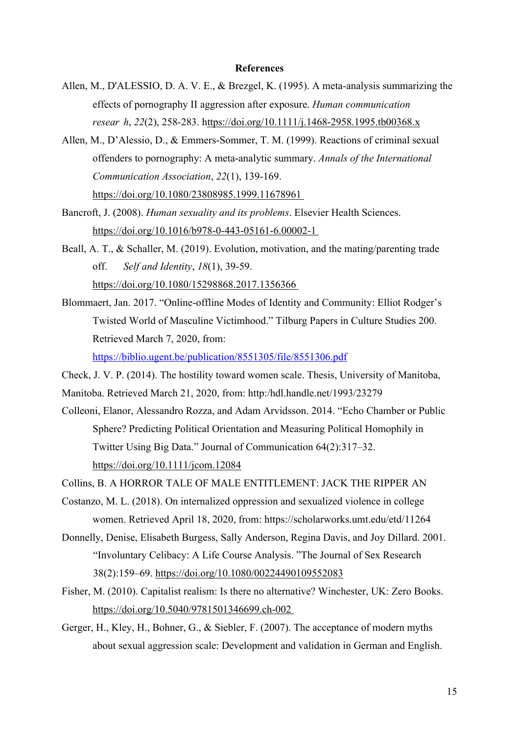**References**

Allen, M., D'ALESSIO, D. A. V. E., & Brezgel, K. (1995). A meta-analysis summarizing the effects of pornography II aggression after exposure. *Human communication resear h*, *22*(2), 258-283. https://doi.org/10.1111/j.1468-2958.1995.tb00368.x

Allen, M., D'Alessio, D., & Emmers-Sommer, T. M. (1999). Reactions of criminal sexual offenders to pornography: A meta-analytic summary. *Annals of the International Communication Association*, *22*(1), 139-169. https://doi.org/10.1080/23808985.1999.11678961

Bancroft, J. (2008). *Human sexuality and its problems*. Elsevier Health Sciences. https://doi.org/10.1016/b978-0-443-05161-6.00002-1

Beall, A. T., & Schaller, M. (2019). Evolution, motivation, and the mating/parenting trade off. *Self and Identity*, *18*(1), 39-59. https://doi.org/10.1080/15298868.2017.1356366

Blommaert, Jan. 2017. "Online-offline Modes of Identity and Community: Elliot Rodger's Twisted World of Masculine Victimhood." Tilburg Papers in Culture Studies 200. Retrieved March 7, 2020, from: https://biblio.ugent.be/publication/8551305/file/8551306.pdf

Check, J. V. P. (2014). The hostility toward women scale. Thesis, University of Manitoba, Manitoba. Retrieved March 21, 2020, from: http:/hdl.handle.net/1993/23279

Colleoni, Elanor, Alessandro Rozza, and Adam Arvidsson. 2014. "Echo Chamber or Public Sphere? Predicting Political Orientation and Measuring Political Homophily in Twitter Using Big Data." Journal of Communication 64(2):317–32. https://doi.org/10.1111/jcom.12084

Collins, B. A HORROR TALE OF MALE ENTITLEMENT: JACK THE RIPPER AN

Costanzo, M. L. (2018). On internalized oppression and sexualized violence in college women. Retrieved April 18, 2020, from: https://scholarworks.umt.edu/etd/11264

Donnelly, Denise, Elisabeth Burgess, Sally Anderson, Regina Davis, and Joy Dillard. 2001. "Involuntary Celibacy: A Life Course Analysis. "The Journal of Sex Research 38(2):159–69. https://doi.org/10.1080/00224490109552083

Fisher, M. (2010). Capitalist realism: Is there no alternative? Winchester, UK: Zero Books. https://doi.org/10.5040/9781501346699.ch-002

Gerger, H., Kley, H., Bohner, G., & Siebler, F. (2007). The acceptance of modern myths about sexual aggression scale: Development and validation in German and English.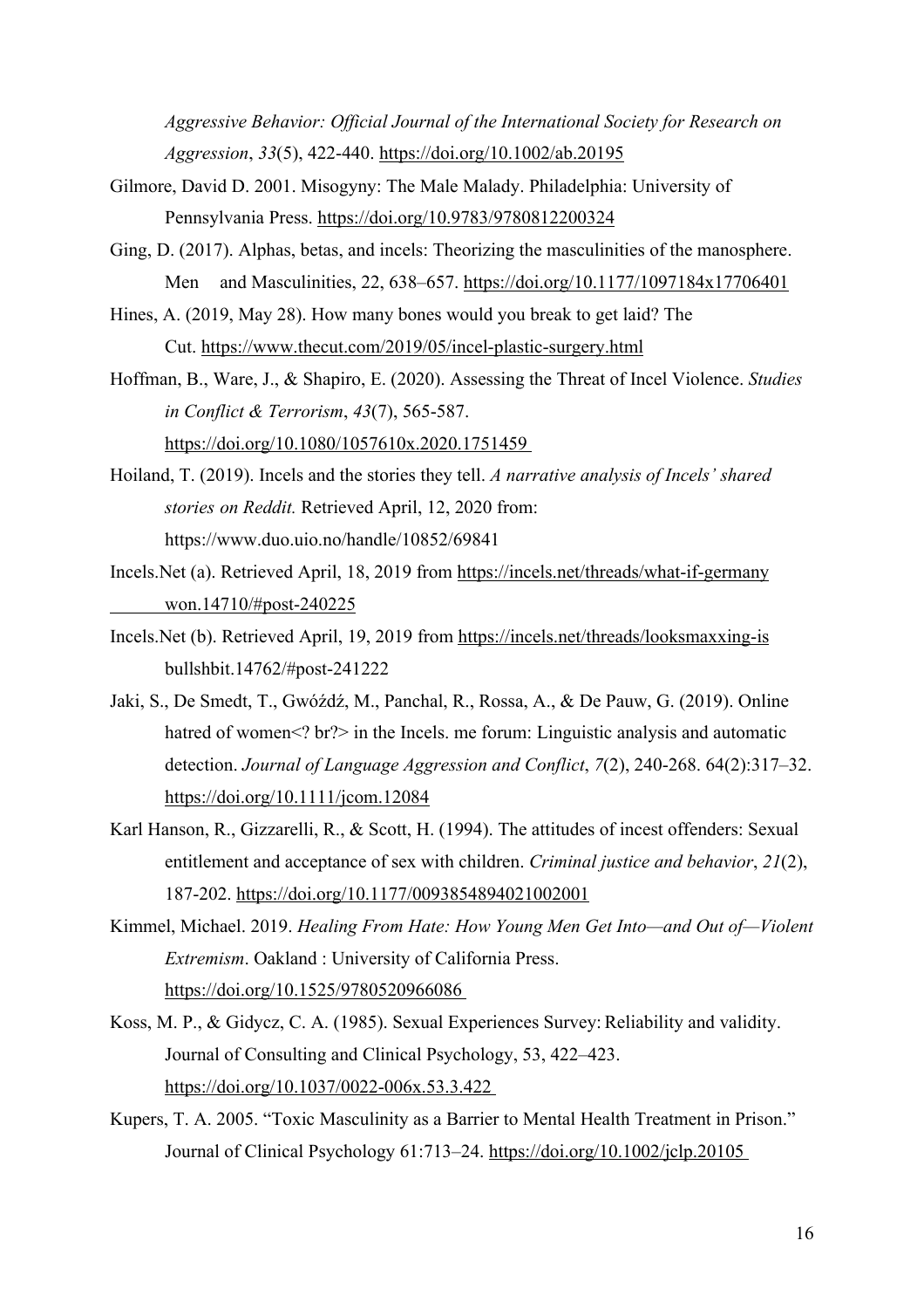*Aggressive Behavior: Official Journal of the International Society for Research on Aggression*, *33*(5), 422-440. https://doi.org/10.1002/ab.20195

Gilmore, David D. 2001. Misogyny: The Male Malady. Philadelphia: University of Pennsylvania Press. https://doi.org/10.9783/9780812200324

Ging, D. (2017). Alphas, betas, and incels: Theorizing the masculinities of the manosphere. Men and Masculinities, 22, 638–657. https://doi.org/10.1177/1097184x17706401

Hines, A. (2019, May 28). How many bones would you break to get laid? The Cut. https://www.thecut.com/2019/05/incel-plastic-surgery.html

Hoffman, B., Ware, J., & Shapiro, E. (2020). Assessing the Threat of Incel Violence. *Studies in Conflict & Terrorism*, *43*(7), 565-587. https://doi.org/10.1080/1057610x.2020.1751459

Hoiland, T. (2019). Incels and the stories they tell. *A narrative analysis of Incels' shared stories on Reddit.* Retrieved April, 12, 2020 from: https://www.duo.uio.no/handle/10852/69841

Incels.Net (a). Retrieved April, 18, 2019 from https://incels.net/threads/what-if-germany won.14710/#post-240225

Incels.Net (b). Retrieved April, 19, 2019 from https://incels.net/threads/looksmaxxing-is bullshbit.14762/#post-241222

Jaki, S., De Smedt, T., Gwóźdź, M., Panchal, R., Rossa, A., & De Pauw, G. (2019). Online hatred of women<? br?> in the Incels. me forum: Linguistic analysis and automatic detection. *Journal of Language Aggression and Conflict*, *7*(2), 240-268. 64(2):317–32. https://doi.org/10.1111/jcom.12084

Karl Hanson, R., Gizzarelli, R., & Scott, H. (1994). The attitudes of incest offenders: Sexual entitlement and acceptance of sex with children. *Criminal justice and behavior*, *21*(2), 187-202. https://doi.org/10.1177/0093854894021002001

Kimmel, Michael. 2019. *Healing From Hate: How Young Men Get Into—and Out of—Violent Extremism*. Oakland : University of California Press. https://doi.org/10.1525/9780520966086

Koss, M. P., & Gidycz, C. A. (1985). Sexual Experiences Survey: Reliability and validity. Journal of Consulting and Clinical Psychology, 53, 422–423. https://doi.org/10.1037/0022-006x.53.3.422

Kupers, T. A. 2005. "Toxic Masculinity as a Barrier to Mental Health Treatment in Prison." Journal of Clinical Psychology 61:713–24. https://doi.org/10.1002/jclp.20105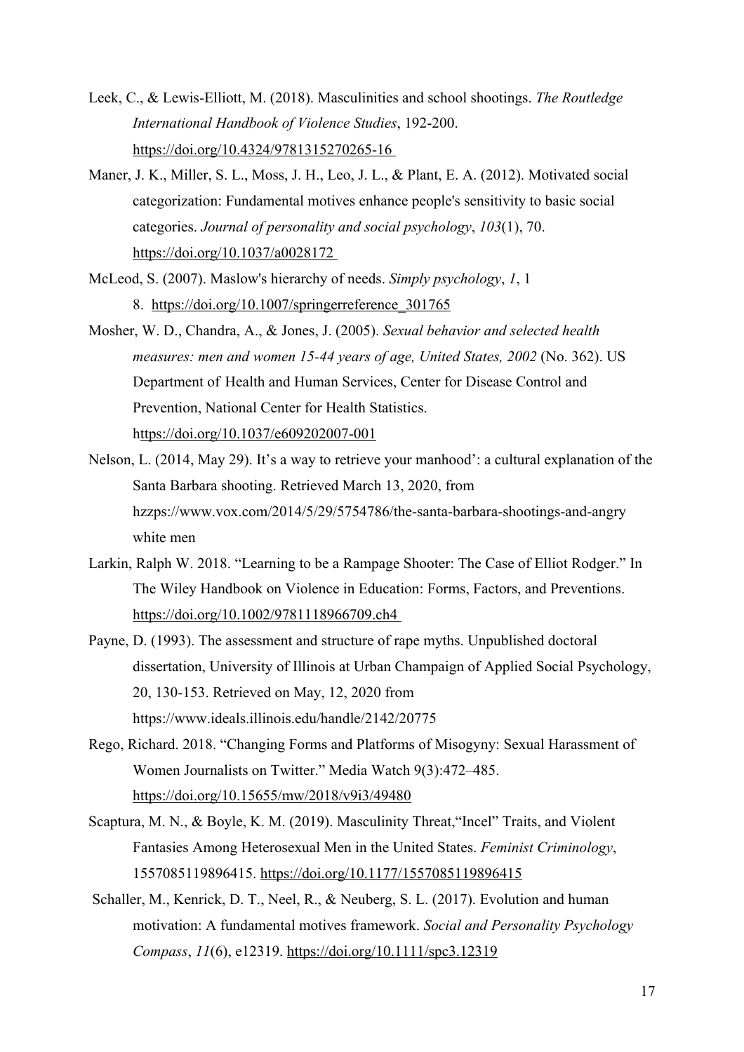Leek, C., & Lewis-Elliott, M. (2018). Masculinities and school shootings. *The Routledge International Handbook of Violence Studies*, 192-200. https://doi.org/10.4324/9781315270265-16

Maner, J. K., Miller, S. L., Moss, J. H., Leo, J. L., & Plant, E. A. (2012). Motivated social categorization: Fundamental motives enhance people's sensitivity to basic social categories. *Journal of personality and social psychology*, *103*(1), 70. https://doi.org/10.1037/a0028172

McLeod, S. (2007). Maslow's hierarchy of needs. *Simply psychology*, *1*, 1 8. https://doi.org/10.1007/springerreference_301765

Mosher, W. D., Chandra, A., & Jones, J. (2005). *Sexual behavior and selected health measures: men and women 15-44 years of age, United States, 2002* (No. 362). US Department of Health and Human Services, Center for Disease Control and Prevention, National Center for Health Statistics. https://doi.org/10.1037/e609202007-001

Nelson, L. (2014, May 29). It's a way to retrieve your manhood': a cultural explanation of the Santa Barbara shooting. Retrieved March 13, 2020, from hzzps://www.vox.com/2014/5/29/5754786/the-santa-barbara-shootings-and-angry white men

Larkin, Ralph W. 2018. "Learning to be a Rampage Shooter: The Case of Elliot Rodger." In The Wiley Handbook on Violence in Education: Forms, Factors, and Preventions. https://doi.org/10.1002/9781118966709.ch4

Payne, D. (1993). The assessment and structure of rape myths. Unpublished doctoral dissertation, University of Illinois at Urban Champaign of Applied Social Psychology, 20, 130-153. Retrieved on May, 12, 2020 from https://www.ideals.illinois.edu/handle/2142/20775

Rego, Richard. 2018. "Changing Forms and Platforms of Misogyny: Sexual Harassment of Women Journalists on Twitter." Media Watch 9(3):472–485. https://doi.org/10.15655/mw/2018/v9i3/49480

Scaptura, M. N., & Boyle, K. M. (2019). Masculinity Threat,"Incel" Traits, and Violent Fantasies Among Heterosexual Men in the United States. *Feminist Criminology*, 1557085119896415. https://doi.org/10.1177/1557085119896415

Schaller, M., Kenrick, D. T., Neel, R., & Neuberg, S. L. (2017). Evolution and human motivation: A fundamental motives framework. *Social and Personality Psychology Compass*, *11*(6), e12319. https://doi.org/10.1111/spc3.12319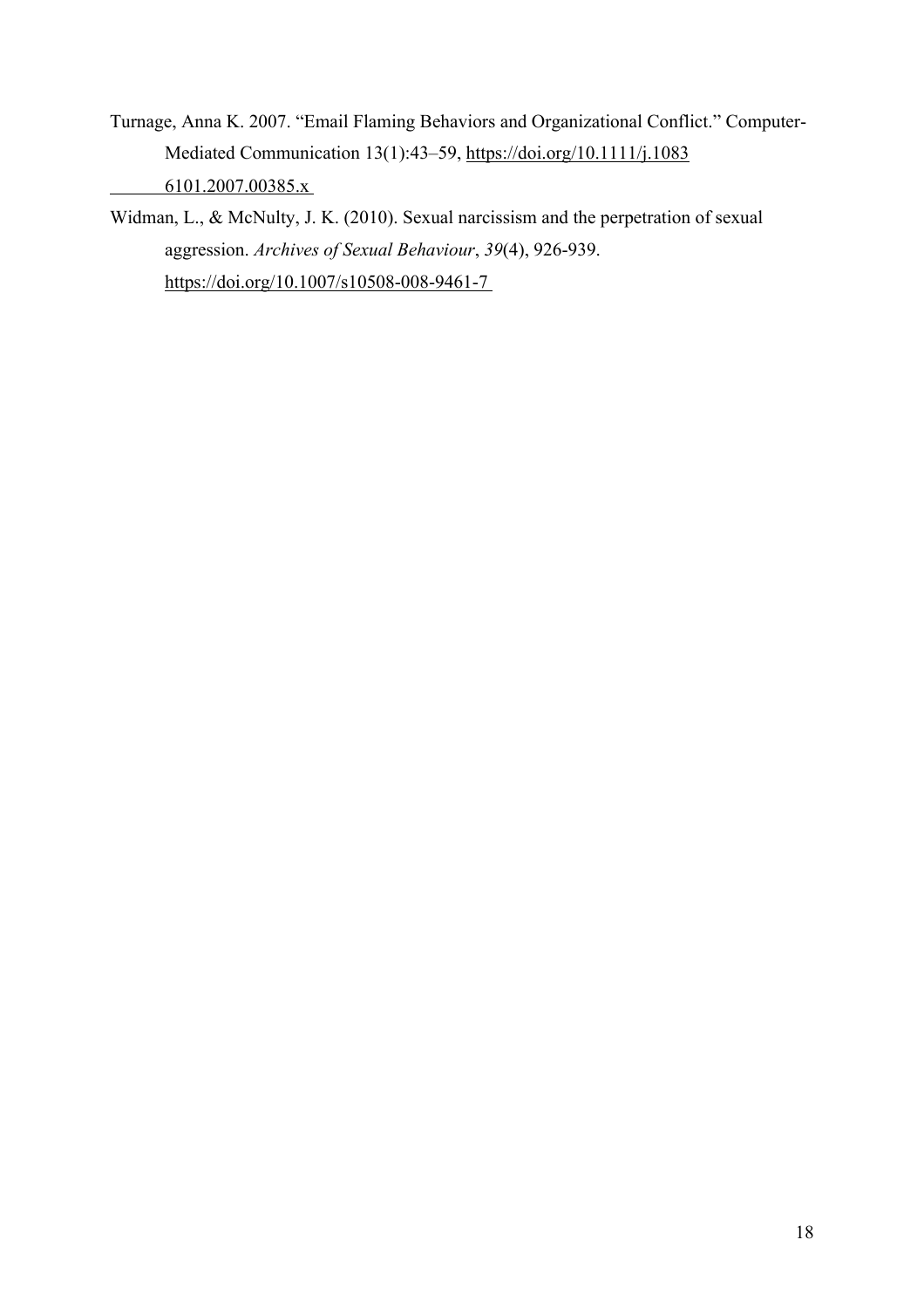Turnage, Anna K. 2007. "Email Flaming Behaviors and Organizational Conflict." Computer-Mediated Communication 13(1):43–59, https://doi.org/10.1111/j.1083 6101.2007.00385.x

Widman, L., & McNulty, J. K. (2010). Sexual narcissism and the perpetration of sexual aggression. *Archives of Sexual Behaviour*, *39*(4), 926-939. https://doi.org/10.1007/s10508-008-9461-7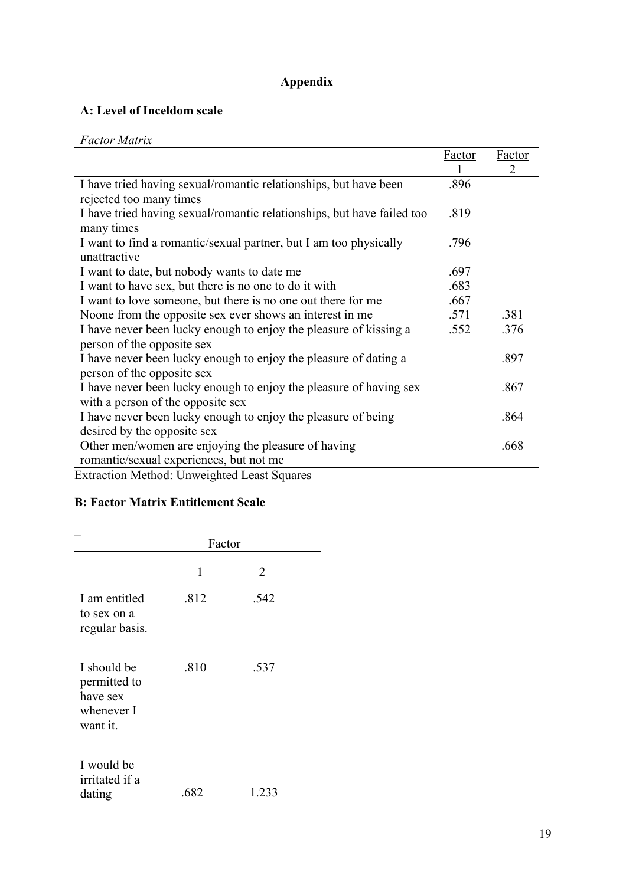# Appendix

## A: Level of Inceldom scale

*Factor Matrix*

| | Factor 1 | Factor 2 |
|---|---|---|
| I have tried having sexual/romantic relationships, but have been rejected too many times | .896 | |
| I have tried having sexual/romantic relationships, but have failed too many times | .819 | |
| I want to find a romantic/sexual partner, but I am too physically unattractive | .796 | |
| I want to date, but nobody wants to date me | .697 | |
| I want to have sex, but there is no one to do it with | .683 | |
| I want to love someone, but there is no one out there for me | .667 | |
| Noone from the opposite sex ever shows an interest in me | .571 | .381 |
| I have never been lucky enough to enjoy the pleasure of kissing a person of the opposite sex | .552 | .376 |
| I have never been lucky enough to enjoy the pleasure of dating a person of the opposite sex | | .897 |
| I have never been lucky enough to enjoy the pleasure of having sex with a person of the opposite sex | | .867 |
| I have never been lucky enough to enjoy the pleasure of being desired by the opposite sex | | .864 |
| Other men/women are enjoying the pleasure of having romantic/sexual experiences, but not me | | .668 |

Extraction Method: Unweighted Least Squares

## B: Factor Matrix Entitlement Scale

| | Factor | |
|---|---|---|
| | 1 | 2 |
| I am entitled to sex on a regular basis. | .812 | .542 |
| I should be permitted to have sex whenever I want it. | .810 | .537 |
| I would be irritated if a dating | .682 | 1.233 |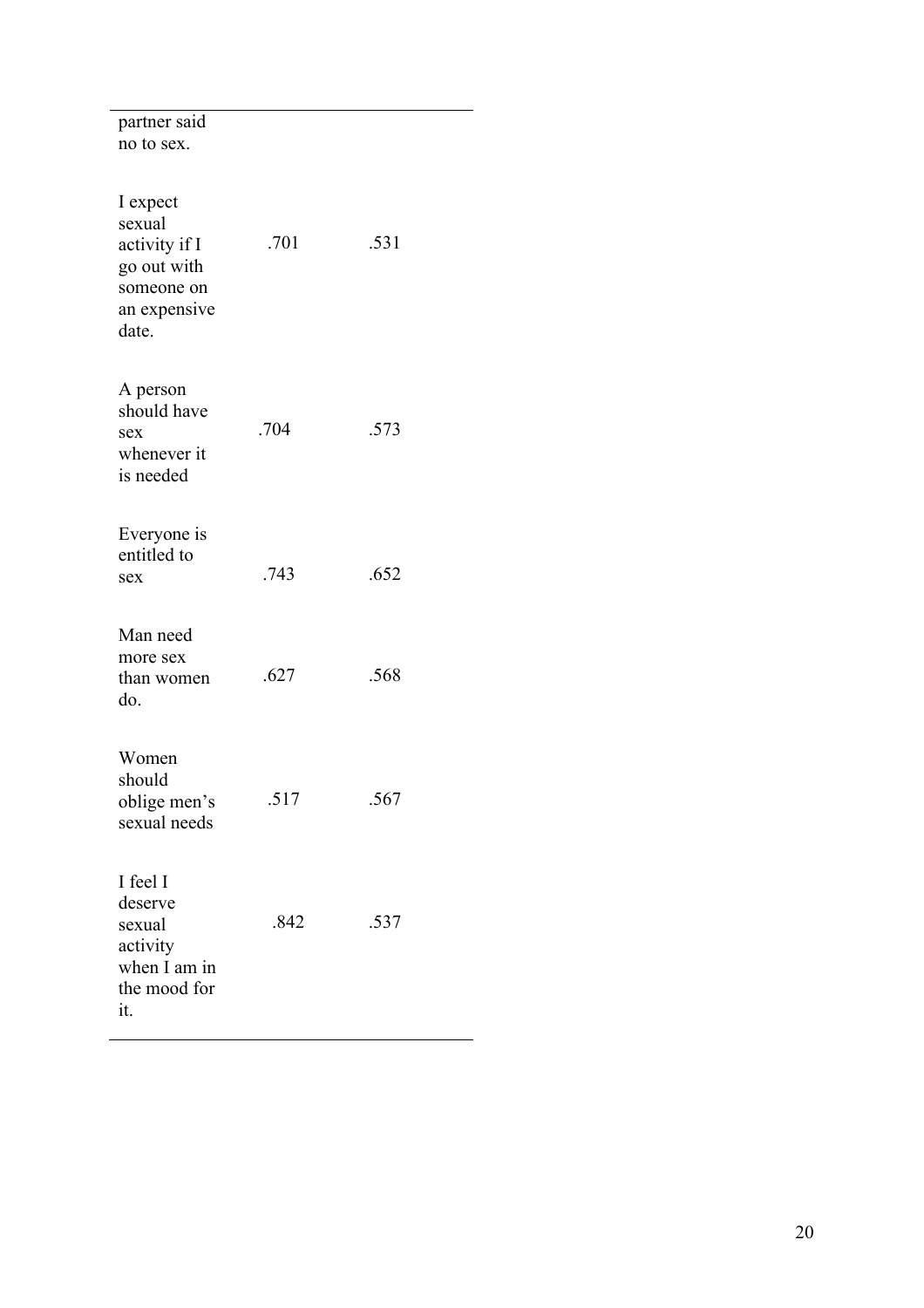| | | |
|---|---|---|
| partner said no to sex. | | |
| I expect sexual activity if I go out with someone on an expensive date. | .701 | .531 |
| A person should have sex whenever it is needed | .704 | .573 |
| Everyone is entitled to sex | .743 | .652 |
| Man need more sex than women do. | .627 | .568 |
| Women should oblige men's sexual needs | .517 | .567 |
| I feel I deserve sexual activity when I am in the mood for it. | .842 | .537 |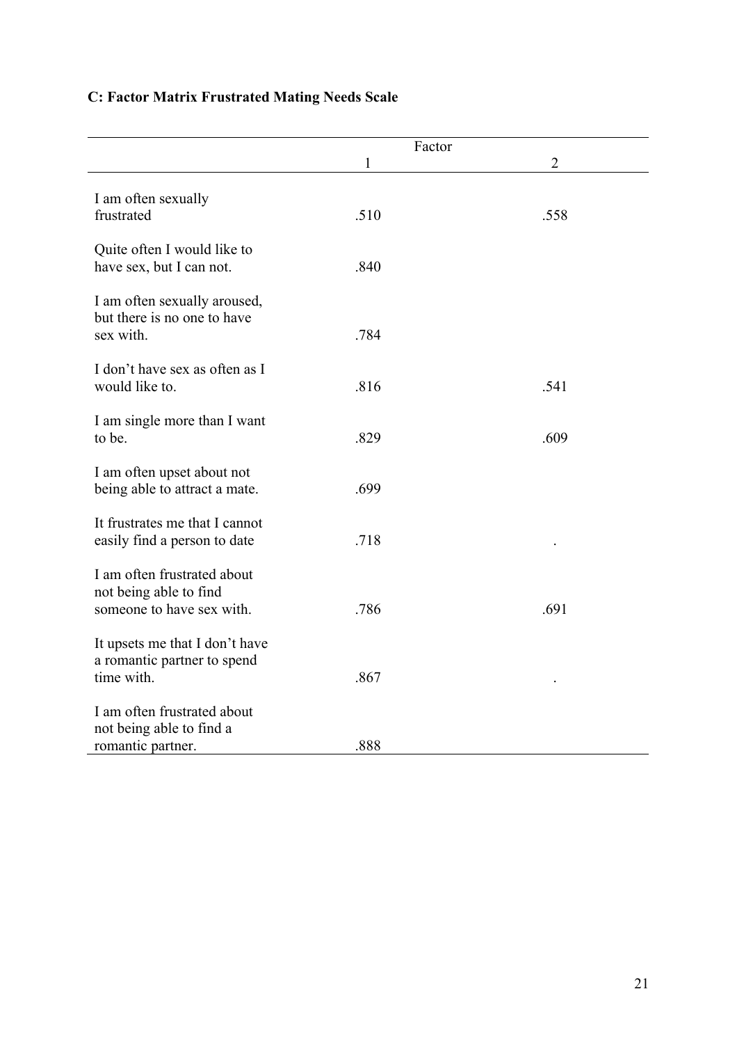**C: Factor Matrix Frustrated Mating Needs Scale**

| | Factor | |
|---|---|---|
| | 1 | 2 |
| I am often sexually frustrated | .510 | .558 |
| Quite often I would like to have sex, but I can not. | .840 | |
| I am often sexually aroused, but there is no one to have sex with. | .784 | |
| I don't have sex as often as I would like to. | .816 | .541 |
| I am single more than I want to be. | .829 | .609 |
| I am often upset about not being able to attract a mate. | .699 | |
| It frustrates me that I cannot easily find a person to date | .718 | . |
| I am often frustrated about not being able to find someone to have sex with. | .786 | .691 |
| It upsets me that I don't have a romantic partner to spend time with. | .867 | . |
| I am often frustrated about not being able to find a romantic partner. | .888 | |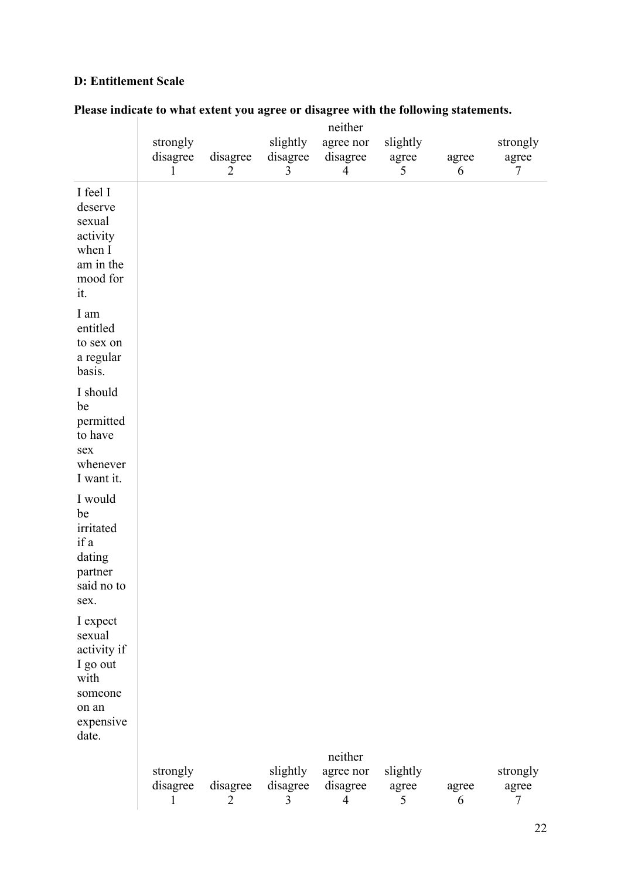**D: Entitlement Scale**

**Please indicate to what extent you agree or disagree with the following statements.**

| | strongly disagree 1 | disagree 2 | slightly disagree 3 | neither agree nor disagree 4 | slightly agree 5 | agree 6 | strongly agree 7 |
|---|---|---|---|---|---|---|---|
| I feel I deserve sexual activity when I am in the mood for it. | | | | | | | |
| I am entitled to sex on a regular basis. | | | | | | | |
| I should be permitted to have sex whenever I want it. | | | | | | | |
| I would be irritated if a dating partner said no to sex. | | | | | | | |
| I expect sexual activity if I go out with someone on an expensive date. | | | | | | | |
| | strongly disagree 1 | disagree 2 | slightly disagree 3 | neither agree nor disagree 4 | slightly agree 5 | agree 6 | strongly agree 7 |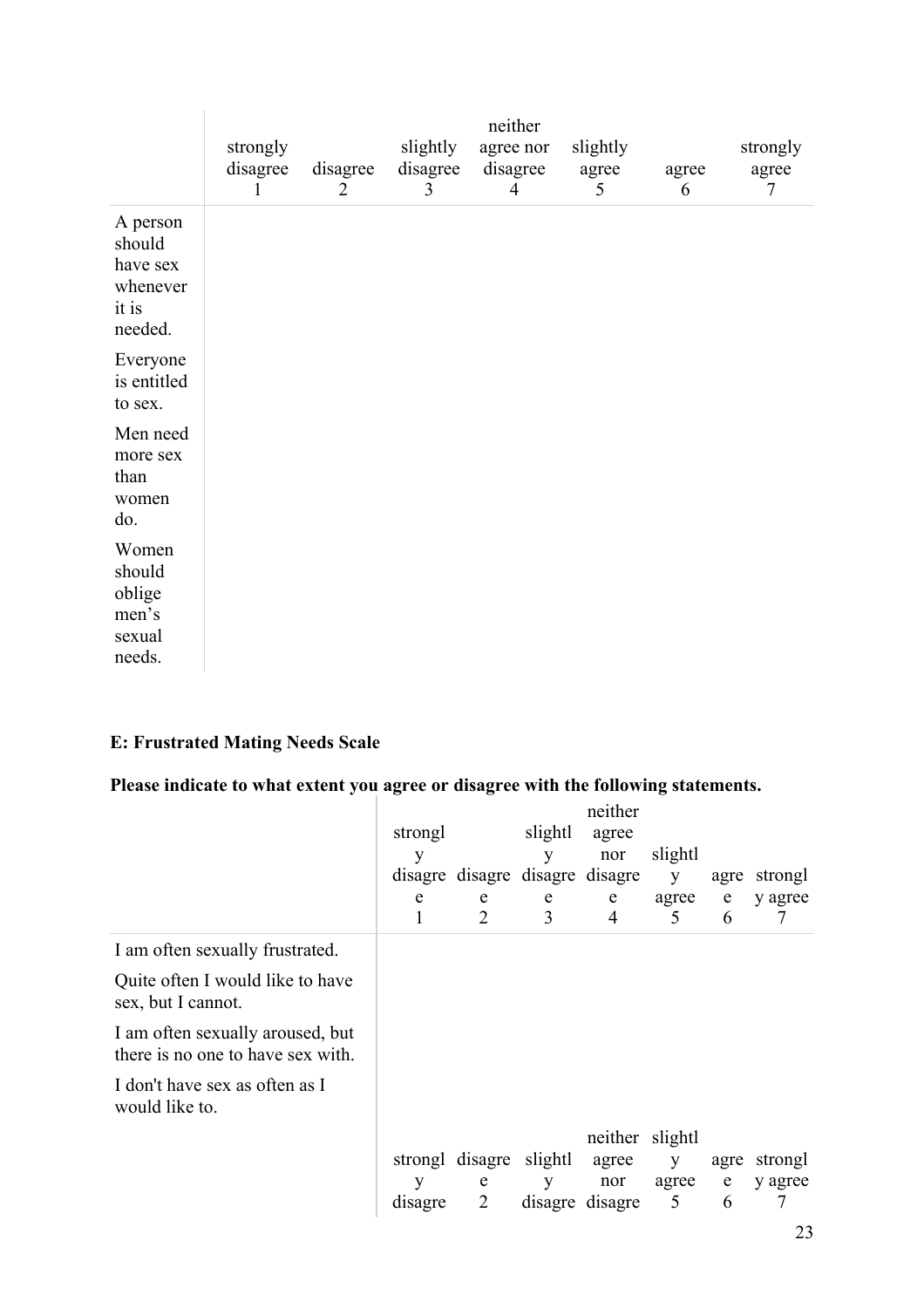| | strongly disagree 1 | disagree 2 | slightly disagree 3 | neither agree nor disagree 4 | slightly agree 5 | agree 6 | strongly agree 7 |
|---|---|---|---|---|---|---|---|
| A person should have sex whenever it is needed. | | | | | | | |
| Everyone is entitled to sex. | | | | | | | |
| Men need more sex than women do. | | | | | | | |
| Women should oblige men's sexual needs. | | | | | | | |

**E: Frustrated Mating Needs Scale**

**Please indicate to what extent you agree or disagree with the following statements.**

| | strongly disagree 1 | disagree 2 | slightly disagree 3 | neither agree nor disagree 4 | slightly agree 5 | agree 6 | strongly agree 7 |
|---|---|---|---|---|---|---|---|
| I am often sexually frustrated. | | | | | | | |
| Quite often I would like to have sex, but I cannot. | | | | | | | |
| I am often sexually aroused, but there is no one to have sex with. | | | | | | | |
| I don't have sex as often as I would like to. | | | | | | | |
| | strongly disagre | disagree 2 | slightly disagre | neither agree nor disagre | slightly agree 5 | agree 6 | strongly agree 7 |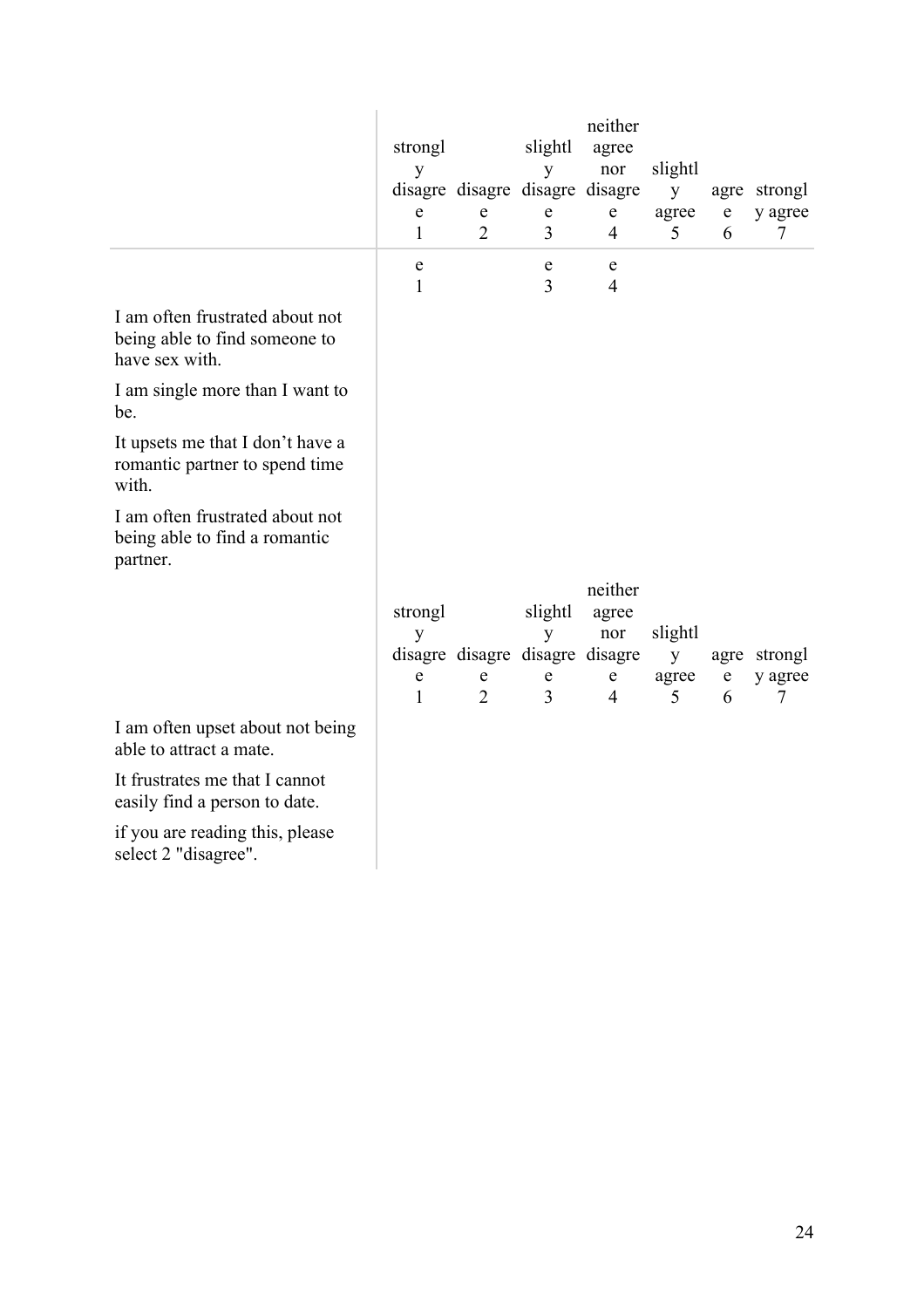| | strongly disagree 1 | disagree 2 | slightly disagree 3 | neither agree nor disagree 4 | slightly agree 5 | agree 6 | strongly agree 7 |
|---|---|---|---|---|---|---|---|
| | e 1 | | e 3 | e 4 | | | |
| I am often frustrated about not being able to find someone to have sex with. | | | | | | | |
| I am single more than I want to be. | | | | | | | |
| It upsets me that I don't have a romantic partner to spend time with. | | | | | | | |
| I am often frustrated about not being able to find a romantic partner. | | | | | | | |
| | strongly disagree 1 | disagree 2 | slightly disagree 3 | neither agree nor disagree 4 | slightly agree 5 | agree 6 | strongly agree 7 |
| I am often upset about not being able to attract a mate. | | | | | | | |
| It frustrates me that I cannot easily find a person to date. | | | | | | | |
| if you are reading this, please select 2 "disagree". | | | | | | | |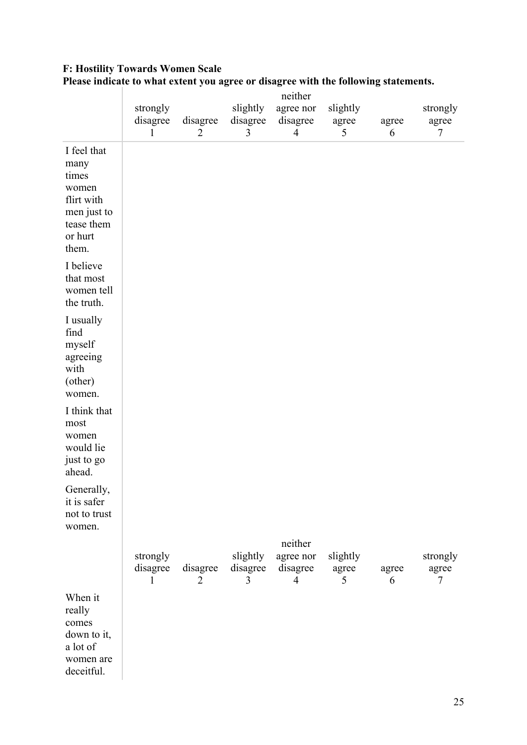**F: Hostility Towards Women Scale**
**Please indicate to what extent you agree or disagree with the following statements.**

| | strongly disagree 1 | disagree 2 | slightly disagree 3 | neither agree nor disagree 4 | slightly agree 5 | agree 6 | strongly agree 7 |
|---|---|---|---|---|---|---|---|
| I feel that many times women flirt with men just to tease them or hurt them. | | | | | | | |
| I believe that most women tell the truth. | | | | | | | |
| I usually find myself agreeing with (other) women. | | | | | | | |
| I think that most women would lie just to go ahead. | | | | | | | |
| Generally, it is safer not to trust women. | | | | | | | |
| | strongly disagree 1 | disagree 2 | slightly disagree 3 | neither agree nor disagree 4 | slightly agree 5 | agree 6 | strongly agree 7 |
| When it really comes down to it, a lot of women are deceitful. | | | | | | | |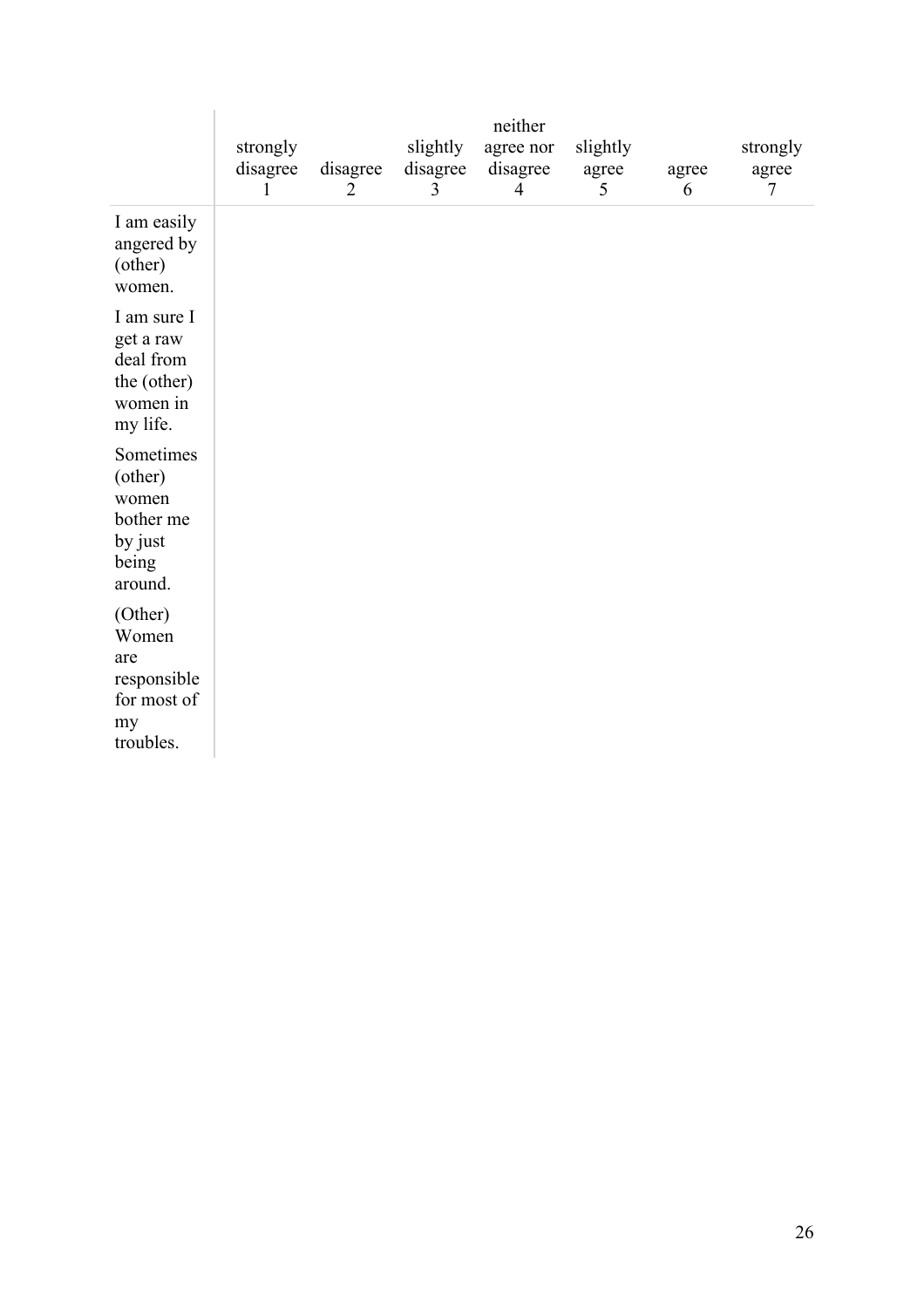| | strongly disagree 1 | disagree 2 | slightly disagree 3 | neither agree nor disagree 4 | slightly agree 5 | agree 6 | strongly agree 7 |
|---|---|---|---|---|---|---|---|
| I am easily angered by (other) women. | | | | | | | |
| I am sure I get a raw deal from the (other) women in my life. | | | | | | | |
| Sometimes (other) women bother me by just being around. | | | | | | | |
| (Other) Women are responsible for most of my troubles. | | | | | | | |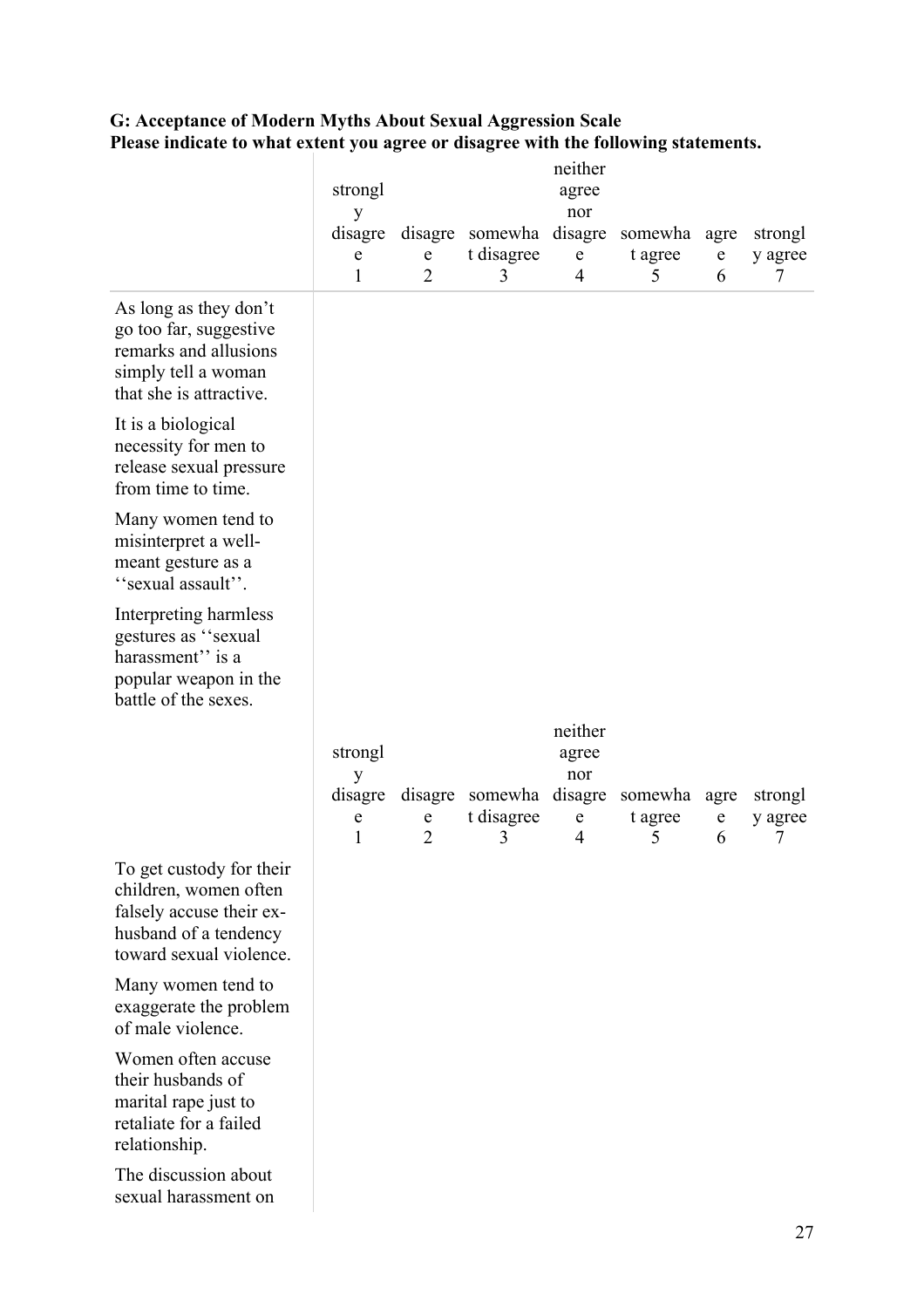**G: Acceptance of Modern Myths About Sexual Aggression Scale**
**Please indicate to what extent you agree or disagree with the following statements.**

| | strongly disagree 1 | disagree 2 | somewhat disagree 3 | neither agree nor disagree 4 | somewhat agree 5 | agree 6 | strongly agree 7 |
|---|---|---|---|---|---|---|---|
| As long as they don't go too far, suggestive remarks and allusions simply tell a woman that she is attractive. | | | | | | | |
| It is a biological necessity for men to release sexual pressure from time to time. | | | | | | | |
| Many women tend to misinterpret a well-meant gesture as a ''sexual assault''. | | | | | | | |
| Interpreting harmless gestures as ''sexual harassment'' is a popular weapon in the battle of the sexes. | | | | | | | |
| To get custody for their children, women often falsely accuse their ex-husband of a tendency toward sexual violence. | | | | | | | |
| Many women tend to exaggerate the problem of male violence. | | | | | | | |
| Women often accuse their husbands of marital rape just to retaliate for a failed relationship. | | | | | | | |
| The discussion about sexual harassment on | | | | | | | |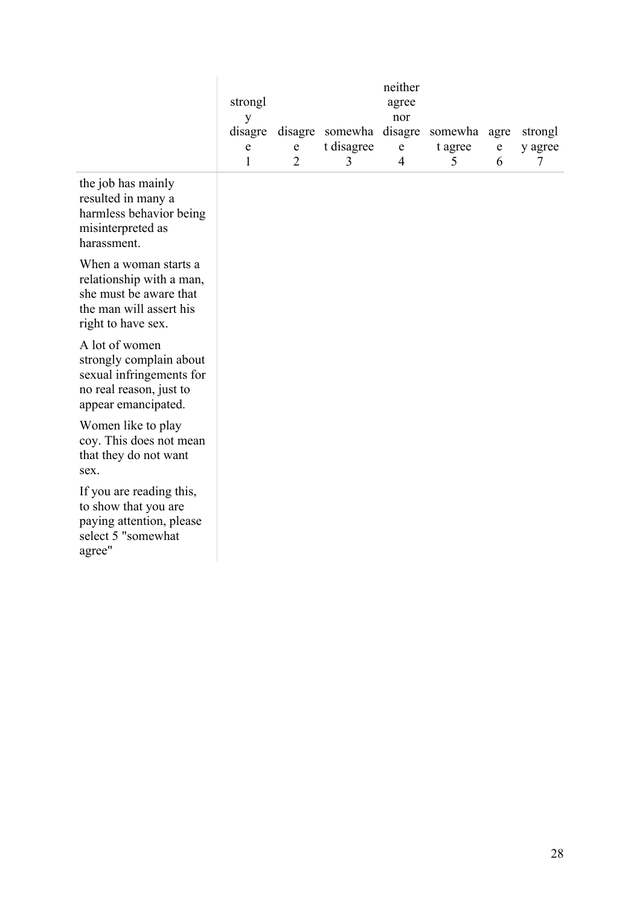| | strongly disagree 1 | disagree 2 | somewhat disagree 3 | neither agree nor disagree 4 | somewhat agree 5 | agree 6 | strongly agree 7 |
|---|---|---|---|---|---|---|---|
| the job has mainly resulted in many a harmless behavior being misinterpreted as harassment. | | | | | | | |
| When a woman starts a relationship with a man, she must be aware that the man will assert his right to have sex. | | | | | | | |
| A lot of women strongly complain about sexual infringements for no real reason, just to appear emancipated. | | | | | | | |
| Women like to play coy. This does not mean that they do not want sex. | | | | | | | |
| If you are reading this, to show that you are paying attention, please select 5 "somewhat agree" | | | | | | | |